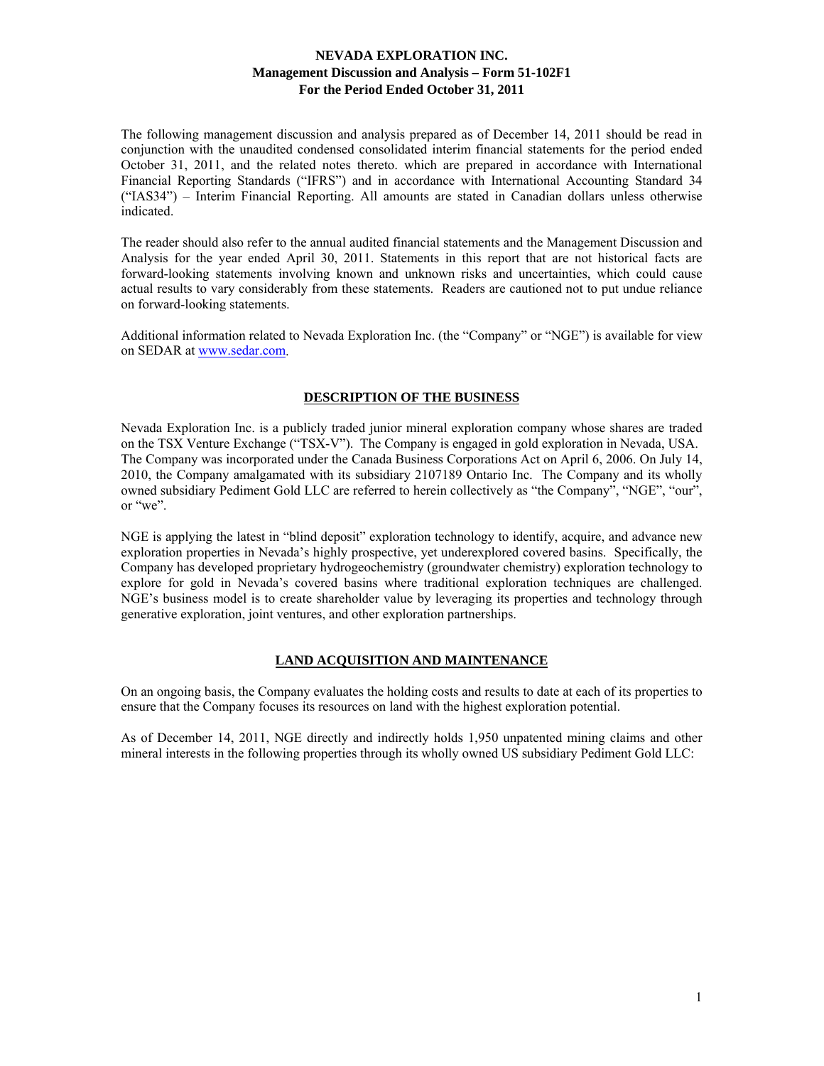# NEVADA EXPLORATION INC.
## Management Discussion and Analysis – Form 51-102F1
## For the Period Ended October 31, 2011

The following management discussion and analysis prepared as of December 14, 2011 should be read in conjunction with the unaudited condensed consolidated interim financial statements for the period ended October 31, 2011, and the related notes thereto. which are prepared in accordance with International Financial Reporting Standards ("IFRS") and in accordance with International Accounting Standard 34 ("IAS34") – Interim Financial Reporting. All amounts are stated in Canadian dollars unless otherwise indicated.

The reader should also refer to the annual audited financial statements and the Management Discussion and Analysis for the year ended April 30, 2011. Statements in this report that are not historical facts are forward-looking statements involving known and unknown risks and uncertainties, which could cause actual results to vary considerably from these statements. Readers are cautioned not to put undue reliance on forward-looking statements.

Additional information related to Nevada Exploration Inc. (the "Company" or "NGE") is available for view on SEDAR at www.sedar.com.

## DESCRIPTION OF THE BUSINESS

Nevada Exploration Inc. is a publicly traded junior mineral exploration company whose shares are traded on the TSX Venture Exchange ("TSX-V"). The Company is engaged in gold exploration in Nevada, USA. The Company was incorporated under the Canada Business Corporations Act on April 6, 2006. On July 14, 2010, the Company amalgamated with its subsidiary 2107189 Ontario Inc. The Company and its wholly owned subsidiary Pediment Gold LLC are referred to herein collectively as "the Company", "NGE", "our", or "we".

NGE is applying the latest in "blind deposit" exploration technology to identify, acquire, and advance new exploration properties in Nevada's highly prospective, yet underexplored covered basins. Specifically, the Company has developed proprietary hydrogeochemistry (groundwater chemistry) exploration technology to explore for gold in Nevada's covered basins where traditional exploration techniques are challenged. NGE's business model is to create shareholder value by leveraging its properties and technology through generative exploration, joint ventures, and other exploration partnerships.

## LAND ACQUISITION AND MAINTENANCE

On an ongoing basis, the Company evaluates the holding costs and results to date at each of its properties to ensure that the Company focuses its resources on land with the highest exploration potential.

As of December 14, 2011, NGE directly and indirectly holds 1,950 unpatented mining claims and other mineral interests in the following properties through its wholly owned US subsidiary Pediment Gold LLC: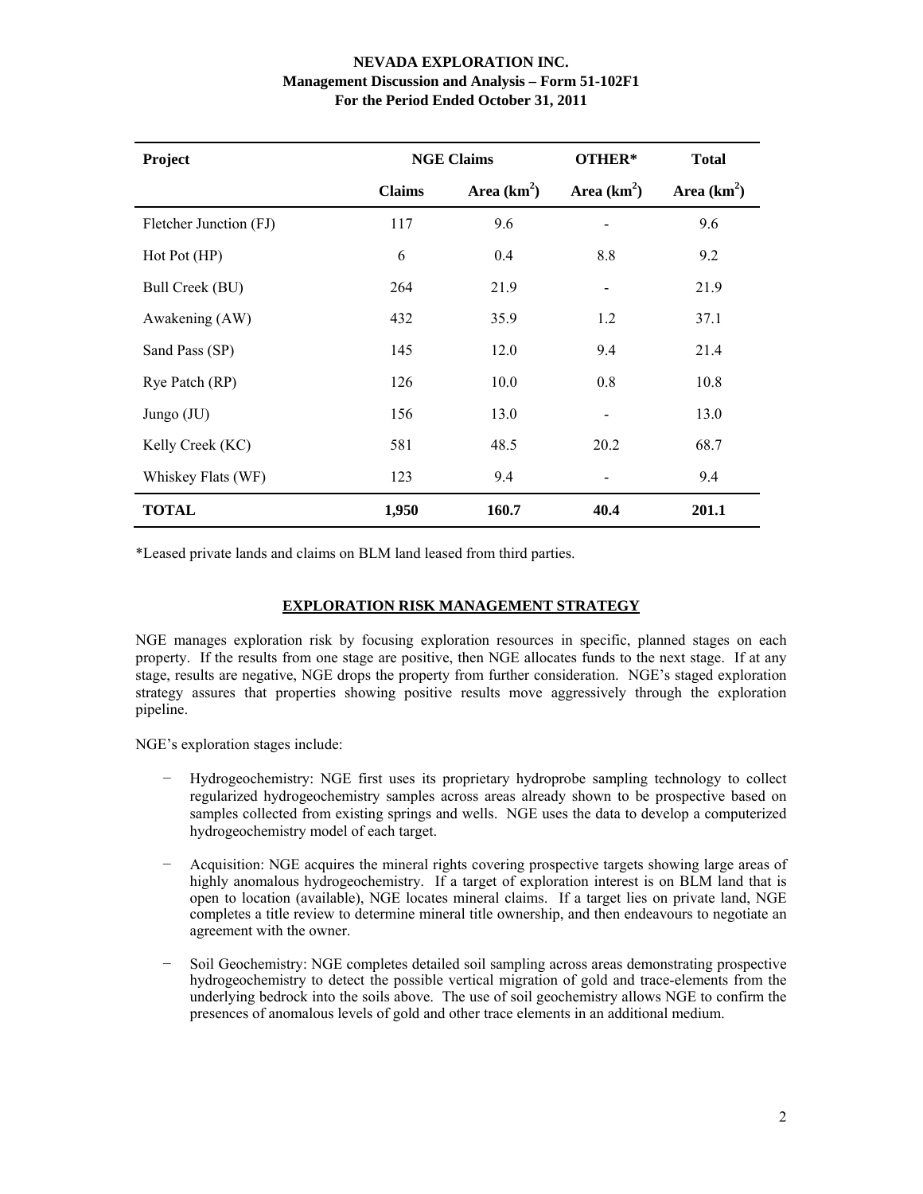| Project | NGE Claims | | OTHER* | Total |
|---|---|---|---|---|
| | Claims | Area ($km^2$) | Area ($km^2$) | Area ($km^2$) |
| Fletcher Junction (FJ) | 117 | 9.6 | - | 9.6 |
| Hot Pot (HP) | 6 | 0.4 | 8.8 | 9.2 |
| Bull Creek (BU) | 264 | 21.9 | - | 21.9 |
| Awakening (AW) | 432 | 35.9 | 1.2 | 37.1 |
| Sand Pass (SP) | 145 | 12.0 | 9.4 | 21.4 |
| Rye Patch (RP) | 126 | 10.0 | 0.8 | 10.8 |
| Jungo (JU) | 156 | 13.0 | - | 13.0 |
| Kelly Creek (KC) | 581 | 48.5 | 20.2 | 68.7 |
| Whiskey Flats (WF) | 123 | 9.4 | - | 9.4 |
| **TOTAL** | **1,950** | **160.7** | **40.4** | **201.1** |

*Leased private lands and claims on BLM land leased from third parties.

## EXPLORATION RISK MANAGEMENT STRATEGY

NGE manages exploration risk by focusing exploration resources in specific, planned stages on each property. If the results from one stage are positive, then NGE allocates funds to the next stage. If at any stage, results are negative, NGE drops the property from further consideration. NGE's staged exploration strategy assures that properties showing positive results move aggressively through the exploration pipeline.

NGE's exploration stages include:

- Hydrogeochemistry: NGE first uses its proprietary hydroprobe sampling technology to collect regularized hydrogeochemistry samples across areas already shown to be prospective based on samples collected from existing springs and wells. NGE uses the data to develop a computerized hydrogeochemistry model of each target.

- Acquisition: NGE acquires the mineral rights covering prospective targets showing large areas of highly anomalous hydrogeochemistry. If a target of exploration interest is on BLM land that is open to location (available), NGE locates mineral claims. If a target lies on private land, NGE completes a title review to determine mineral title ownership, and then endeavours to negotiate an agreement with the owner.

- Soil Geochemistry: NGE completes detailed soil sampling across areas demonstrating prospective hydrogeochemistry to detect the possible vertical migration of gold and trace-elements from the underlying bedrock into the soils above. The use of soil geochemistry allows NGE to confirm the presences of anomalous levels of gold and other trace elements in an additional medium.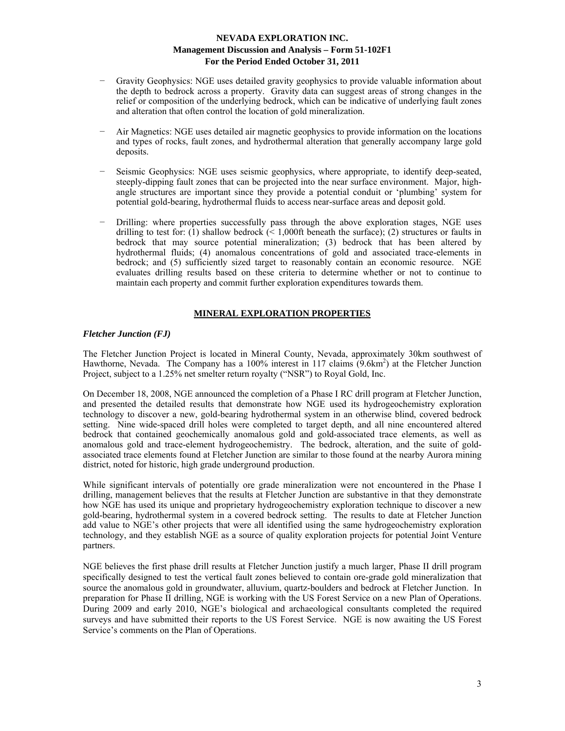- Gravity Geophysics: NGE uses detailed gravity geophysics to provide valuable information about the depth to bedrock across a property. Gravity data can suggest areas of strong changes in the relief or composition of the underlying bedrock, which can be indicative of underlying fault zones and alteration that often control the location of gold mineralization.

- Air Magnetics: NGE uses detailed air magnetic geophysics to provide information on the locations and types of rocks, fault zones, and hydrothermal alteration that generally accompany large gold deposits.

- Seismic Geophysics: NGE uses seismic geophysics, where appropriate, to identify deep-seated, steeply-dipping fault zones that can be projected into the near surface environment. Major, high-angle structures are important since they provide a potential conduit or 'plumbing' system for potential gold-bearing, hydrothermal fluids to access near-surface areas and deposit gold.

- Drilling: where properties successfully pass through the above exploration stages, NGE uses drilling to test for: (1) shallow bedrock (< 1,000ft beneath the surface); (2) structures or faults in bedrock that may source potential mineralization; (3) bedrock that has been altered by hydrothermal fluids; (4) anomalous concentrations of gold and associated trace-elements in bedrock; and (5) sufficiently sized target to reasonably contain an economic resource. NGE evaluates drilling results based on these criteria to determine whether or not to continue to maintain each property and commit further exploration expenditures towards them.

## MINERAL EXPLORATION PROPERTIES

### *Fletcher Junction (FJ)*

The Fletcher Junction Project is located in Mineral County, Nevada, approximately 30km southwest of Hawthorne, Nevada. The Company has a 100% interest in 117 claims ($9.6km^2$) at the Fletcher Junction Project, subject to a 1.25% net smelter return royalty ("NSR") to Royal Gold, Inc.

On December 18, 2008, NGE announced the completion of a Phase I RC drill program at Fletcher Junction, and presented the detailed results that demonstrate how NGE used its hydrogeochemistry exploration technology to discover a new, gold-bearing hydrothermal system in an otherwise blind, covered bedrock setting. Nine wide-spaced drill holes were completed to target depth, and all nine encountered altered bedrock that contained geochemically anomalous gold and gold-associated trace elements, as well as anomalous gold and trace-element hydrogeochemistry. The bedrock, alteration, and the suite of gold-associated trace elements found at Fletcher Junction are similar to those found at the nearby Aurora mining district, noted for historic, high grade underground production.

While significant intervals of potentially ore grade mineralization were not encountered in the Phase I drilling, management believes that the results at Fletcher Junction are substantive in that they demonstrate how NGE has used its unique and proprietary hydrogeochemistry exploration technique to discover a new gold-bearing, hydrothermal system in a covered bedrock setting. The results to date at Fletcher Junction add value to NGE's other projects that were all identified using the same hydrogeochemistry exploration technology, and they establish NGE as a source of quality exploration projects for potential Joint Venture partners.

NGE believes the first phase drill results at Fletcher Junction justify a much larger, Phase II drill program specifically designed to test the vertical fault zones believed to contain ore-grade gold mineralization that source the anomalous gold in groundwater, alluvium, quartz-boulders and bedrock at Fletcher Junction. In preparation for Phase II drilling, NGE is working with the US Forest Service on a new Plan of Operations. During 2009 and early 2010, NGE's biological and archaeological consultants completed the required surveys and have submitted their reports to the US Forest Service. NGE is now awaiting the US Forest Service's comments on the Plan of Operations.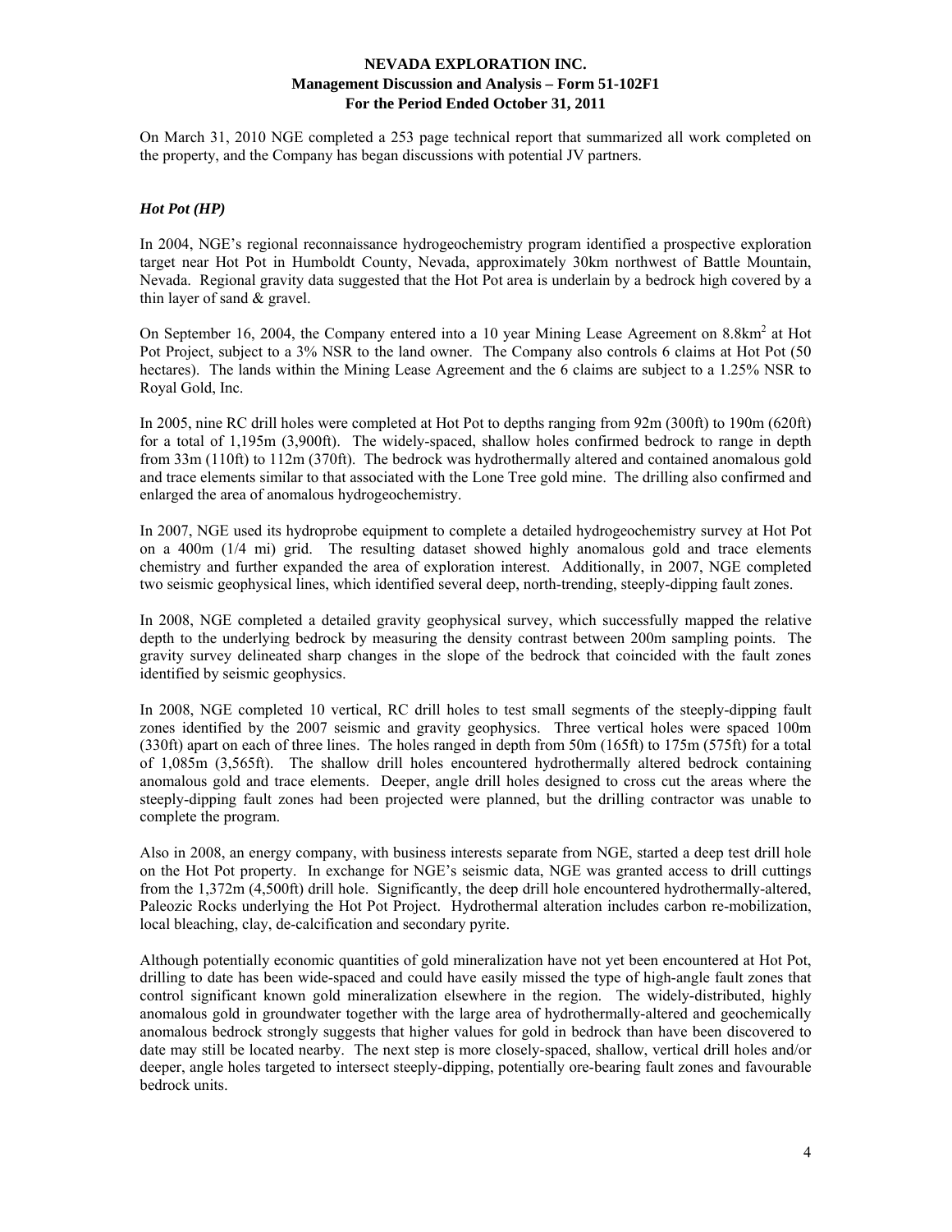On March 31, 2010 NGE completed a 253 page technical report that summarized all work completed on the property, and the Company has began discussions with potential JV partners.

### *Hot Pot (HP)*

In 2004, NGE's regional reconnaissance hydrogeochemistry program identified a prospective exploration target near Hot Pot in Humboldt County, Nevada, approximately 30km northwest of Battle Mountain, Nevada. Regional gravity data suggested that the Hot Pot area is underlain by a bedrock high covered by a thin layer of sand & gravel.

On September 16, 2004, the Company entered into a 10 year Mining Lease Agreement on $8.8km^2$ at Hot Pot Project, subject to a 3% NSR to the land owner. The Company also controls 6 claims at Hot Pot (50 hectares). The lands within the Mining Lease Agreement and the 6 claims are subject to a 1.25% NSR to Royal Gold, Inc.

In 2005, nine RC drill holes were completed at Hot Pot to depths ranging from 92m (300ft) to 190m (620ft) for a total of 1,195m (3,900ft). The widely-spaced, shallow holes confirmed bedrock to range in depth from 33m (110ft) to 112m (370ft). The bedrock was hydrothermally altered and contained anomalous gold and trace elements similar to that associated with the Lone Tree gold mine. The drilling also confirmed and enlarged the area of anomalous hydrogeochemistry.

In 2007, NGE used its hydroprobe equipment to complete a detailed hydrogeochemistry survey at Hot Pot on a 400m (1/4 mi) grid. The resulting dataset showed highly anomalous gold and trace elements chemistry and further expanded the area of exploration interest. Additionally, in 2007, NGE completed two seismic geophysical lines, which identified several deep, north-trending, steeply-dipping fault zones.

In 2008, NGE completed a detailed gravity geophysical survey, which successfully mapped the relative depth to the underlying bedrock by measuring the density contrast between 200m sampling points. The gravity survey delineated sharp changes in the slope of the bedrock that coincided with the fault zones identified by seismic geophysics.

In 2008, NGE completed 10 vertical, RC drill holes to test small segments of the steeply-dipping fault zones identified by the 2007 seismic and gravity geophysics. Three vertical holes were spaced 100m (330ft) apart on each of three lines. The holes ranged in depth from 50m (165ft) to 175m (575ft) for a total of 1,085m (3,565ft). The shallow drill holes encountered hydrothermally altered bedrock containing anomalous gold and trace elements. Deeper, angle drill holes designed to cross cut the areas where the steeply-dipping fault zones had been projected were planned, but the drilling contractor was unable to complete the program.

Also in 2008, an energy company, with business interests separate from NGE, started a deep test drill hole on the Hot Pot property. In exchange for NGE's seismic data, NGE was granted access to drill cuttings from the 1,372m (4,500ft) drill hole. Significantly, the deep drill hole encountered hydrothermally-altered, Paleozoic Rocks underlying the Hot Pot Project. Hydrothermal alteration includes carbon re-mobilization, local bleaching, clay, de-calcification and secondary pyrite.

Although potentially economic quantities of gold mineralization have not yet been encountered at Hot Pot, drilling to date has been wide-spaced and could have easily missed the type of high-angle fault zones that control significant known gold mineralization elsewhere in the region. The widely-distributed, highly anomalous gold in groundwater together with the large area of hydrothermally-altered and geochemically anomalous bedrock strongly suggests that higher values for gold in bedrock than have been discovered to date may still be located nearby. The next step is more closely-spaced, shallow, vertical drill holes and/or deeper, angle holes targeted to intersect steeply-dipping, potentially ore-bearing fault zones and favourable bedrock units.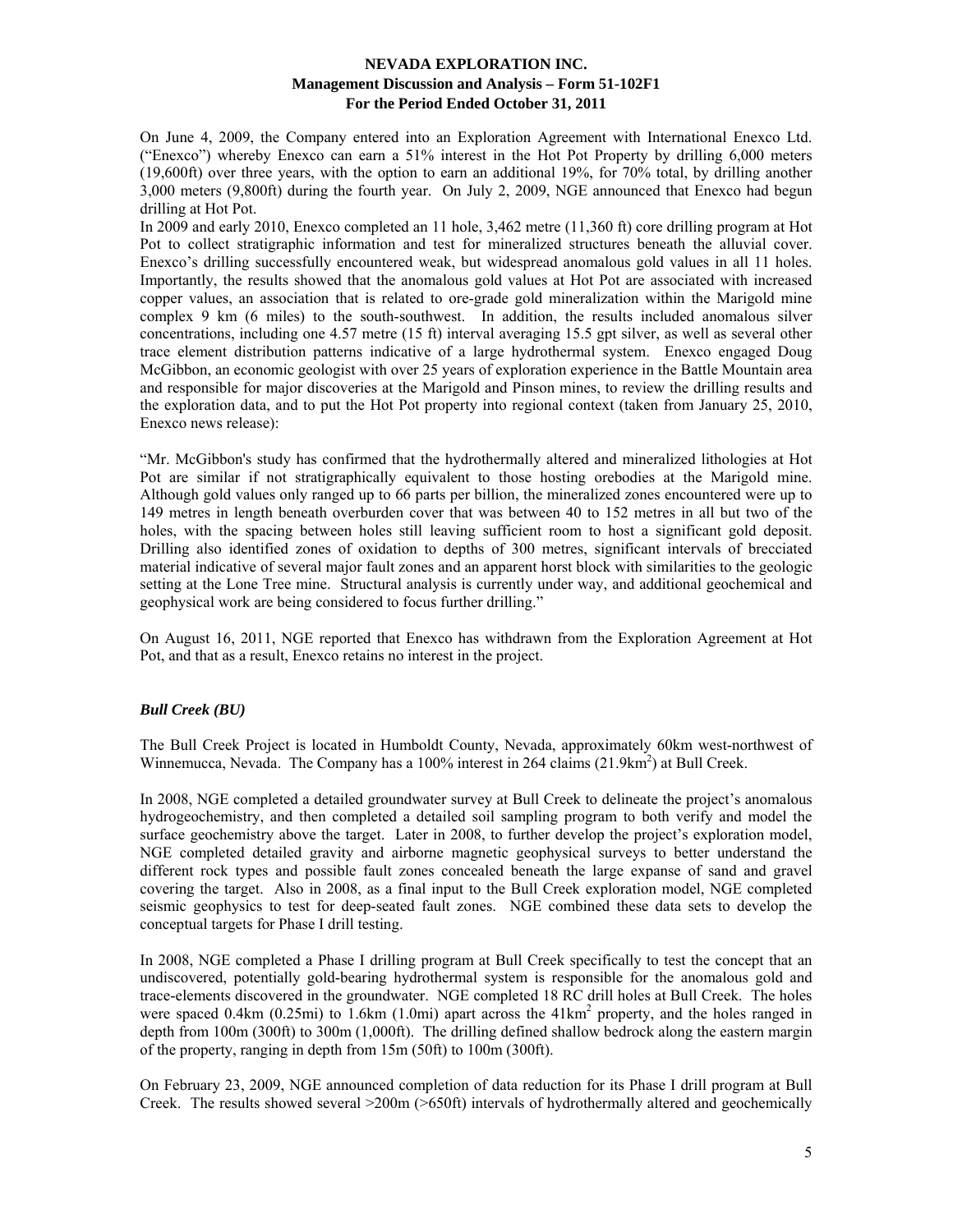On June 4, 2009, the Company entered into an Exploration Agreement with International Enexco Ltd. ("Enexco") whereby Enexco can earn a 51% interest in the Hot Pot Property by drilling 6,000 meters (19,600ft) over three years, with the option to earn an additional 19%, for 70% total, by drilling another 3,000 meters (9,800ft) during the fourth year. On July 2, 2009, NGE announced that Enexco had begun drilling at Hot Pot.

In 2009 and early 2010, Enexco completed an 11 hole, 3,462 metre (11,360 ft) core drilling program at Hot Pot to collect stratigraphic information and test for mineralized structures beneath the alluvial cover. Enexco's drilling successfully encountered weak, but widespread anomalous gold values in all 11 holes. Importantly, the results showed that the anomalous gold values at Hot Pot are associated with increased copper values, an association that is related to ore-grade gold mineralization within the Marigold mine complex 9 km (6 miles) to the south-southwest. In addition, the results included anomalous silver concentrations, including one 4.57 metre (15 ft) interval averaging 15.5 gpt silver, as well as several other trace element distribution patterns indicative of a large hydrothermal system. Enexco engaged Doug McGibbon, an economic geologist with over 25 years of exploration experience in the Battle Mountain area and responsible for major discoveries at the Marigold and Pinson mines, to review the drilling results and the exploration data, and to put the Hot Pot property into regional context (taken from January 25, 2010, Enexco news release):

"Mr. McGibbon's study has confirmed that the hydrothermally altered and mineralized lithologies at Hot Pot are similar if not stratigraphically equivalent to those hosting orebodies at the Marigold mine. Although gold values only ranged up to 66 parts per billion, the mineralized zones encountered were up to 149 metres in length beneath overburden cover that was between 40 to 152 metres in all but two of the holes, with the spacing between holes still leaving sufficient room to host a significant gold deposit. Drilling also identified zones of oxidation to depths of 300 metres, significant intervals of brecciated material indicative of several major fault zones and an apparent horst block with similarities to the geologic setting at the Lone Tree mine. Structural analysis is currently under way, and additional geochemical and geophysical work are being considered to focus further drilling."

On August 16, 2011, NGE reported that Enexco has withdrawn from the Exploration Agreement at Hot Pot, and that as a result, Enexco retains no interest in the project.

### *Bull Creek (BU)*

The Bull Creek Project is located in Humboldt County, Nevada, approximately 60km west-northwest of Winnemucca, Nevada. The Company has a 100% interest in 264 claims (21.9km$^2$) at Bull Creek.

In 2008, NGE completed a detailed groundwater survey at Bull Creek to delineate the project's anomalous hydrogeochemistry, and then completed a detailed soil sampling program to both verify and model the surface geochemistry above the target. Later in 2008, to further develop the project's exploration model, NGE completed detailed gravity and airborne magnetic geophysical surveys to better understand the different rock types and possible fault zones concealed beneath the large expanse of sand and gravel covering the target. Also in 2008, as a final input to the Bull Creek exploration model, NGE completed seismic geophysics to test for deep-seated fault zones. NGE combined these data sets to develop the conceptual targets for Phase I drill testing.

In 2008, NGE completed a Phase I drilling program at Bull Creek specifically to test the concept that an undiscovered, potentially gold-bearing hydrothermal system is responsible for the anomalous gold and trace-elements discovered in the groundwater. NGE completed 18 RC drill holes at Bull Creek. The holes were spaced 0.4km (0.25mi) to 1.6km (1.0mi) apart across the 41km$^2$ property, and the holes ranged in depth from 100m (300ft) to 300m (1,000ft). The drilling defined shallow bedrock along the eastern margin of the property, ranging in depth from 15m (50ft) to 100m (300ft).

On February 23, 2009, NGE announced completion of data reduction for its Phase I drill program at Bull Creek. The results showed several >200m (>650ft) intervals of hydrothermally altered and geochemically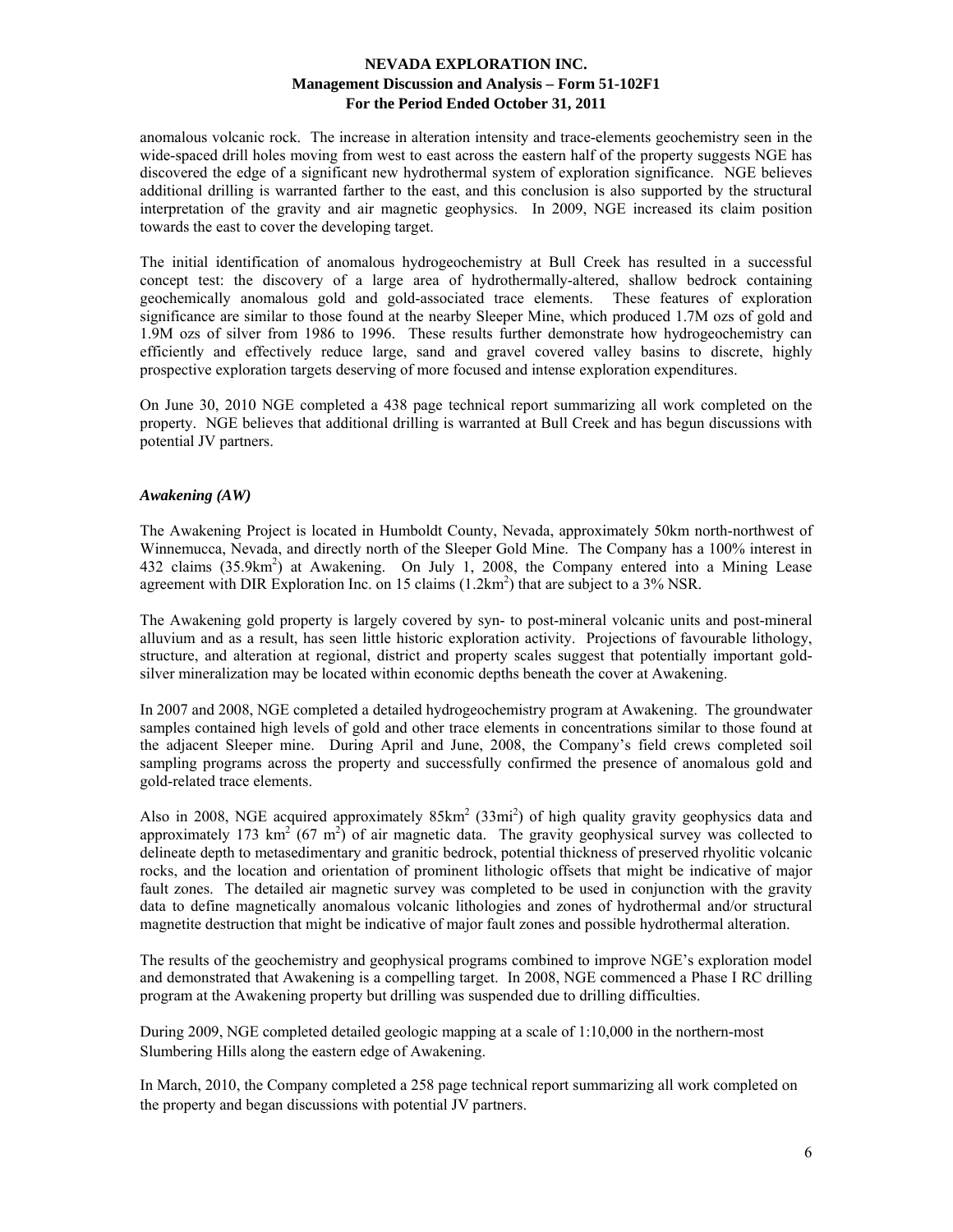anomalous volcanic rock. The increase in alteration intensity and trace-elements geochemistry seen in the wide-spaced drill holes moving from west to east across the eastern half of the property suggests NGE has discovered the edge of a significant new hydrothermal system of exploration significance. NGE believes additional drilling is warranted farther to the east, and this conclusion is also supported by the structural interpretation of the gravity and air magnetic geophysics. In 2009, NGE increased its claim position towards the east to cover the developing target.

The initial identification of anomalous hydrogeochemistry at Bull Creek has resulted in a successful concept test: the discovery of a large area of hydrothermally-altered, shallow bedrock containing geochemically anomalous gold and gold-associated trace elements. These features of exploration significance are similar to those found at the nearby Sleeper Mine, which produced 1.7M ozs of gold and 1.9M ozs of silver from 1986 to 1996. These results further demonstrate how hydrogeochemistry can efficiently and effectively reduce large, sand and gravel covered valley basins to discrete, highly prospective exploration targets deserving of more focused and intense exploration expenditures.

On June 30, 2010 NGE completed a 438 page technical report summarizing all work completed on the property. NGE believes that additional drilling is warranted at Bull Creek and has begun discussions with potential JV partners.

### *Awakening (AW)*

The Awakening Project is located in Humboldt County, Nevada, approximately 50km north-northwest of Winnemucca, Nevada, and directly north of the Sleeper Gold Mine. The Company has a 100% interest in 432 claims ($35.9km^2$) at Awakening. On July 1, 2008, the Company entered into a Mining Lease agreement with DIR Exploration Inc. on 15 claims ($1.2km^2$) that are subject to a 3% NSR.

The Awakening gold property is largely covered by syn- to post-mineral volcanic units and post-mineral alluvium and as a result, has seen little historic exploration activity. Projections of favourable lithology, structure, and alteration at regional, district and property scales suggest that potentially important gold-silver mineralization may be located within economic depths beneath the cover at Awakening.

In 2007 and 2008, NGE completed a detailed hydrogeochemistry program at Awakening. The groundwater samples contained high levels of gold and other trace elements in concentrations similar to those found at the adjacent Sleeper mine. During April and June, 2008, the Company's field crews completed soil sampling programs across the property and successfully confirmed the presence of anomalous gold and gold-related trace elements.

Also in 2008, NGE acquired approximately $85km^2$ ($33mi^2$) of high quality gravity geophysics data and approximately 173 $km^2$ (67 $m^2$) of air magnetic data. The gravity geophysical survey was collected to delineate depth to metasedimentary and granitic bedrock, potential thickness of preserved rhyolitic volcanic rocks, and the location and orientation of prominent lithologic offsets that might be indicative of major fault zones. The detailed air magnetic survey was completed to be used in conjunction with the gravity data to define magnetically anomalous volcanic lithologies and zones of hydrothermal and/or structural magnetite destruction that might be indicative of major fault zones and possible hydrothermal alteration.

The results of the geochemistry and geophysical programs combined to improve NGE's exploration model and demonstrated that Awakening is a compelling target. In 2008, NGE commenced a Phase I RC drilling program at the Awakening property but drilling was suspended due to drilling difficulties.

During 2009, NGE completed detailed geologic mapping at a scale of 1:10,000 in the northern-most Slumbering Hills along the eastern edge of Awakening.

In March, 2010, the Company completed a 258 page technical report summarizing all work completed on the property and began discussions with potential JV partners.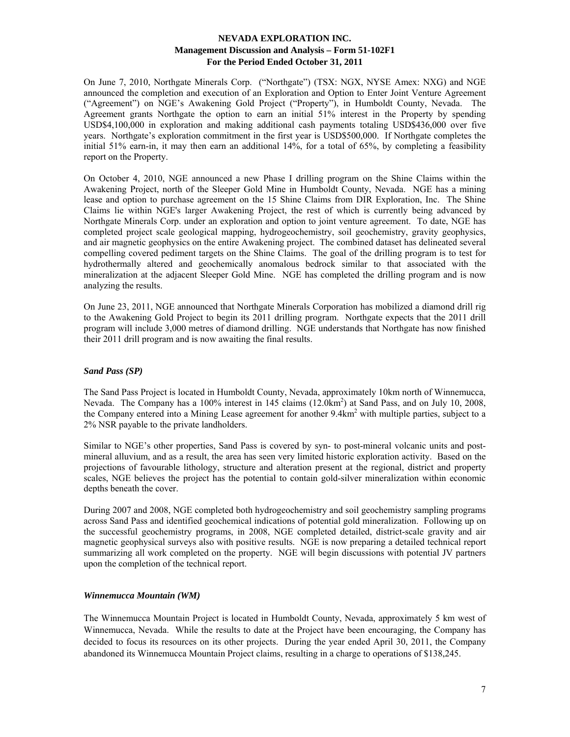On June 7, 2010, Northgate Minerals Corp. ("Northgate") (TSX: NGX, NYSE Amex: NXG) and NGE announced the completion and execution of an Exploration and Option to Enter Joint Venture Agreement ("Agreement") on NGE's Awakening Gold Project ("Property"), in Humboldt County, Nevada. The Agreement grants Northgate the option to earn an initial 51% interest in the Property by spending USD$4,100,000 in exploration and making additional cash payments totaling USD$436,000 over five years. Northgate's exploration commitment in the first year is USD$500,000. If Northgate completes the initial 51% earn-in, it may then earn an additional 14%, for a total of 65%, by completing a feasibility report on the Property.

On October 4, 2010, NGE announced a new Phase I drilling program on the Shine Claims within the Awakening Project, north of the Sleeper Gold Mine in Humboldt County, Nevada. NGE has a mining lease and option to purchase agreement on the 15 Shine Claims from DIR Exploration, Inc. The Shine Claims lie within NGE's larger Awakening Project, the rest of which is currently being advanced by Northgate Minerals Corp. under an exploration and option to joint venture agreement. To date, NGE has completed project scale geological mapping, hydrogeochemistry, soil geochemistry, gravity geophysics, and air magnetic geophysics on the entire Awakening project. The combined dataset has delineated several compelling covered pediment targets on the Shine Claims. The goal of the drilling program is to test for hydrothermally altered and geochemically anomalous bedrock similar to that associated with the mineralization at the adjacent Sleeper Gold Mine. NGE has completed the drilling program and is now analyzing the results.

On June 23, 2011, NGE announced that Northgate Minerals Corporation has mobilized a diamond drill rig to the Awakening Gold Project to begin its 2011 drilling program. Northgate expects that the 2011 drill program will include 3,000 metres of diamond drilling. NGE understands that Northgate has now finished their 2011 drill program and is now awaiting the final results.

### *Sand Pass (SP)*

The Sand Pass Project is located in Humboldt County, Nevada, approximately 10km north of Winnemucca, Nevada. The Company has a 100% interest in 145 claims (12.0km$^2$) at Sand Pass, and on July 10, 2008, the Company entered into a Mining Lease agreement for another 9.4km$^2$ with multiple parties, subject to a 2% NSR payable to the private landholders.

Similar to NGE's other properties, Sand Pass is covered by syn- to post-mineral volcanic units and post-mineral alluvium, and as a result, the area has seen very limited historic exploration activity. Based on the projections of favourable lithology, structure and alteration present at the regional, district and property scales, NGE believes the project has the potential to contain gold-silver mineralization within economic depths beneath the cover.

During 2007 and 2008, NGE completed both hydrogeochemistry and soil geochemistry sampling programs across Sand Pass and identified geochemical indications of potential gold mineralization. Following up on the successful geochemistry programs, in 2008, NGE completed detailed, district-scale gravity and air magnetic geophysical surveys also with positive results. NGE is now preparing a detailed technical report summarizing all work completed on the property. NGE will begin discussions with potential JV partners upon the completion of the technical report.

### *Winnemucca Mountain (WM)*

The Winnemucca Mountain Project is located in Humboldt County, Nevada, approximately 5 km west of Winnemucca, Nevada. While the results to date at the Project have been encouraging, the Company has decided to focus its resources on its other projects. During the year ended April 30, 2011, the Company abandoned its Winnemucca Mountain Project claims, resulting in a charge to operations of $138,245.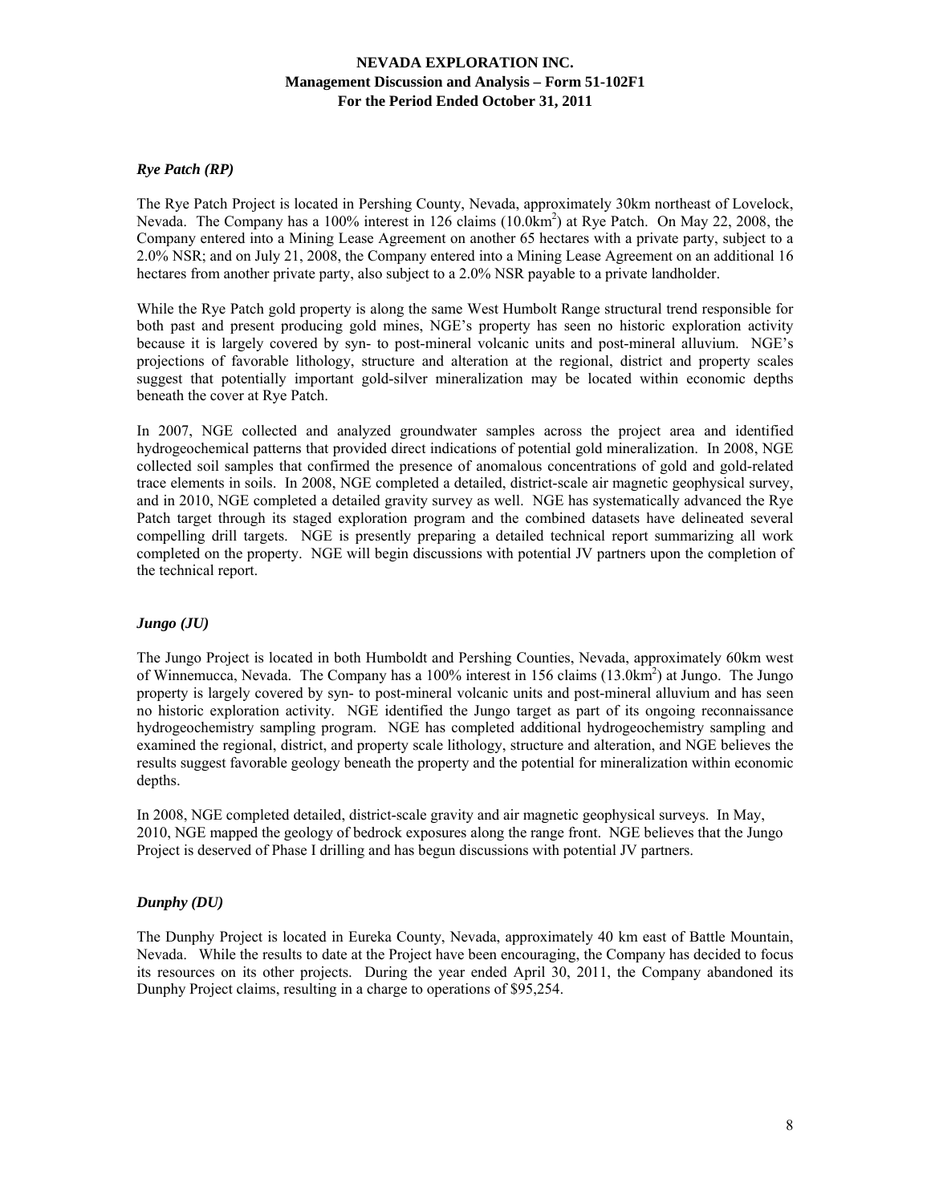### *Rye Patch (RP)*

The Rye Patch Project is located in Pershing County, Nevada, approximately 30km northeast of Lovelock, Nevada. The Company has a 100% interest in 126 claims ($10.0km^2$) at Rye Patch. On May 22, 2008, the Company entered into a Mining Lease Agreement on another 65 hectares with a private party, subject to a 2.0% NSR; and on July 21, 2008, the Company entered into a Mining Lease Agreement on an additional 16 hectares from another private party, also subject to a 2.0% NSR payable to a private landholder.

While the Rye Patch gold property is along the same West Humbolt Range structural trend responsible for both past and present producing gold mines, NGE's property has seen no historic exploration activity because it is largely covered by syn- to post-mineral volcanic units and post-mineral alluvium. NGE's projections of favorable lithology, structure and alteration at the regional, district and property scales suggest that potentially important gold-silver mineralization may be located within economic depths beneath the cover at Rye Patch.

In 2007, NGE collected and analyzed groundwater samples across the project area and identified hydrogeochemical patterns that provided direct indications of potential gold mineralization. In 2008, NGE collected soil samples that confirmed the presence of anomalous concentrations of gold and gold-related trace elements in soils. In 2008, NGE completed a detailed, district-scale air magnetic geophysical survey, and in 2010, NGE completed a detailed gravity survey as well. NGE has systematically advanced the Rye Patch target through its staged exploration program and the combined datasets have delineated several compelling drill targets. NGE is presently preparing a detailed technical report summarizing all work completed on the property. NGE will begin discussions with potential JV partners upon the completion of the technical report.

### *Jungo (JU)*

The Jungo Project is located in both Humboldt and Pershing Counties, Nevada, approximately 60km west of Winnemucca, Nevada. The Company has a 100% interest in 156 claims ($13.0km^2$) at Jungo. The Jungo property is largely covered by syn- to post-mineral volcanic units and post-mineral alluvium and has seen no historic exploration activity. NGE identified the Jungo target as part of its ongoing reconnaissance hydrogeochemistry sampling program. NGE has completed additional hydrogeochemistry sampling and examined the regional, district, and property scale lithology, structure and alteration, and NGE believes the results suggest favorable geology beneath the property and the potential for mineralization within economic depths.

In 2008, NGE completed detailed, district-scale gravity and air magnetic geophysical surveys. In May, 2010, NGE mapped the geology of bedrock exposures along the range front. NGE believes that the Jungo Project is deserved of Phase I drilling and has begun discussions with potential JV partners.

### *Dunphy (DU)*

The Dunphy Project is located in Eureka County, Nevada, approximately 40 km east of Battle Mountain, Nevada. While the results to date at the Project have been encouraging, the Company has decided to focus its resources on its other projects. During the year ended April 30, 2011, the Company abandoned its Dunphy Project claims, resulting in a charge to operations of $95,254.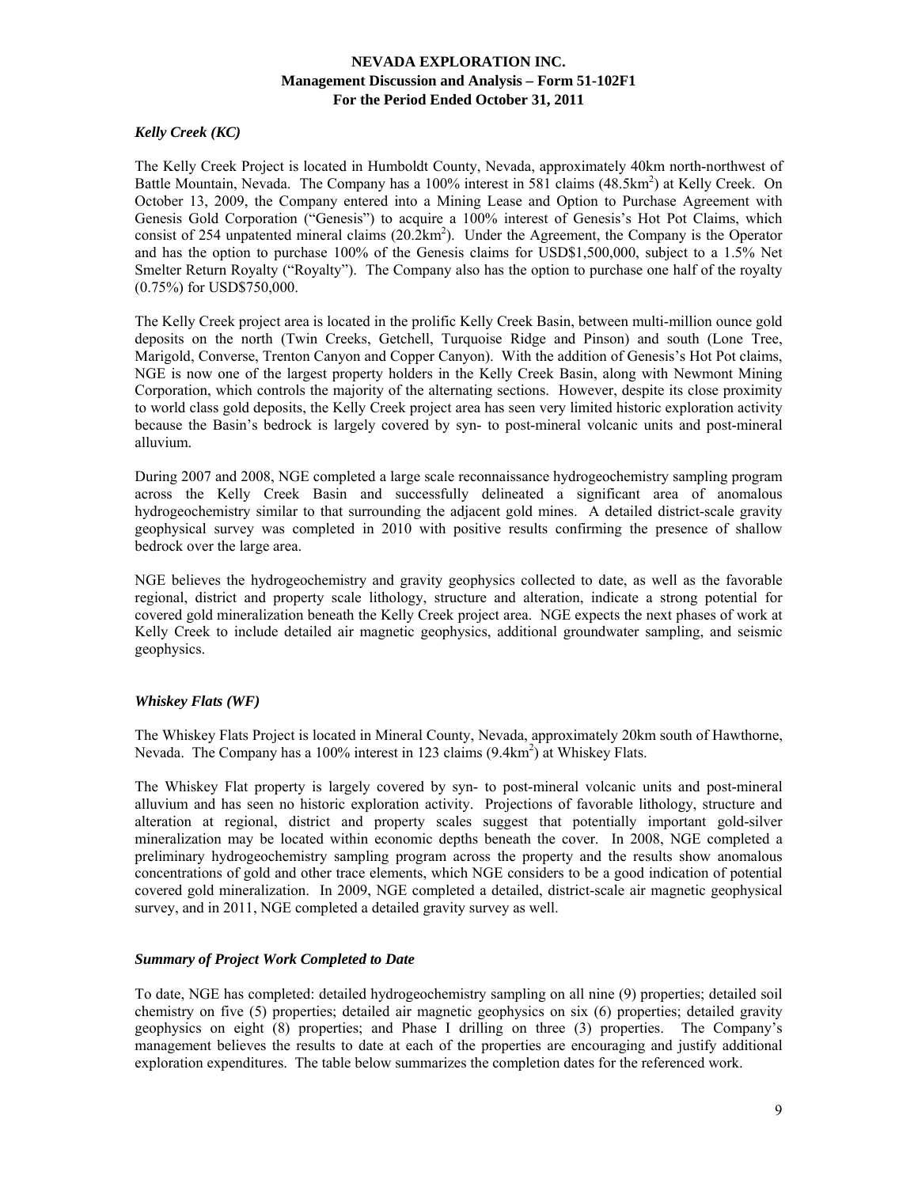### *Kelly Creek (KC)*

The Kelly Creek Project is located in Humboldt County, Nevada, approximately 40km north-northwest of Battle Mountain, Nevada. The Company has a 100% interest in 581 claims (48.5km$^2$) at Kelly Creek. On October 13, 2009, the Company entered into a Mining Lease and Option to Purchase Agreement with Genesis Gold Corporation ("Genesis") to acquire a 100% interest of Genesis's Hot Pot Claims, which consist of 254 unpatented mineral claims (20.2km$^2$). Under the Agreement, the Company is the Operator and has the option to purchase 100% of the Genesis claims for USD$1,500,000, subject to a 1.5% Net Smelter Return Royalty ("Royalty"). The Company also has the option to purchase one half of the royalty (0.75%) for USD$750,000.

The Kelly Creek project area is located in the prolific Kelly Creek Basin, between multi-million ounce gold deposits on the north (Twin Creeks, Getchell, Turquoise Ridge and Pinson) and south (Lone Tree, Marigold, Converse, Trenton Canyon and Copper Canyon). With the addition of Genesis's Hot Pot claims, NGE is now one of the largest property holders in the Kelly Creek Basin, along with Newmont Mining Corporation, which controls the majority of the alternating sections. However, despite its close proximity to world class gold deposits, the Kelly Creek project area has seen very limited historic exploration activity because the Basin's bedrock is largely covered by syn- to post-mineral volcanic units and post-mineral alluvium.

During 2007 and 2008, NGE completed a large scale reconnaissance hydrogeochemistry sampling program across the Kelly Creek Basin and successfully delineated a significant area of anomalous hydrogeochemistry similar to that surrounding the adjacent gold mines. A detailed district-scale gravity geophysical survey was completed in 2010 with positive results confirming the presence of shallow bedrock over the large area.

NGE believes the hydrogeochemistry and gravity geophysics collected to date, as well as the favorable regional, district and property scale lithology, structure and alteration, indicate a strong potential for covered gold mineralization beneath the Kelly Creek project area. NGE expects the next phases of work at Kelly Creek to include detailed air magnetic geophysics, additional groundwater sampling, and seismic geophysics.

### *Whiskey Flats (WF)*

The Whiskey Flats Project is located in Mineral County, Nevada, approximately 20km south of Hawthorne, Nevada. The Company has a 100% interest in 123 claims (9.4km$^2$) at Whiskey Flats.

The Whiskey Flat property is largely covered by syn- to post-mineral volcanic units and post-mineral alluvium and has seen no historic exploration activity. Projections of favorable lithology, structure and alteration at regional, district and property scales suggest that potentially important gold-silver mineralization may be located within economic depths beneath the cover. In 2008, NGE completed a preliminary hydrogeochemistry sampling program across the property and the results show anomalous concentrations of gold and other trace elements, which NGE considers to be a good indication of potential covered gold mineralization. In 2009, NGE completed a detailed, district-scale air magnetic geophysical survey, and in 2011, NGE completed a detailed gravity survey as well.

### *Summary of Project Work Completed to Date*

To date, NGE has completed: detailed hydrogeochemistry sampling on all nine (9) properties; detailed soil chemistry on five (5) properties; detailed air magnetic geophysics on six (6) properties; detailed gravity geophysics on eight (8) properties; and Phase I drilling on three (3) properties. The Company's management believes the results to date at each of the properties are encouraging and justify additional exploration expenditures. The table below summarizes the completion dates for the referenced work.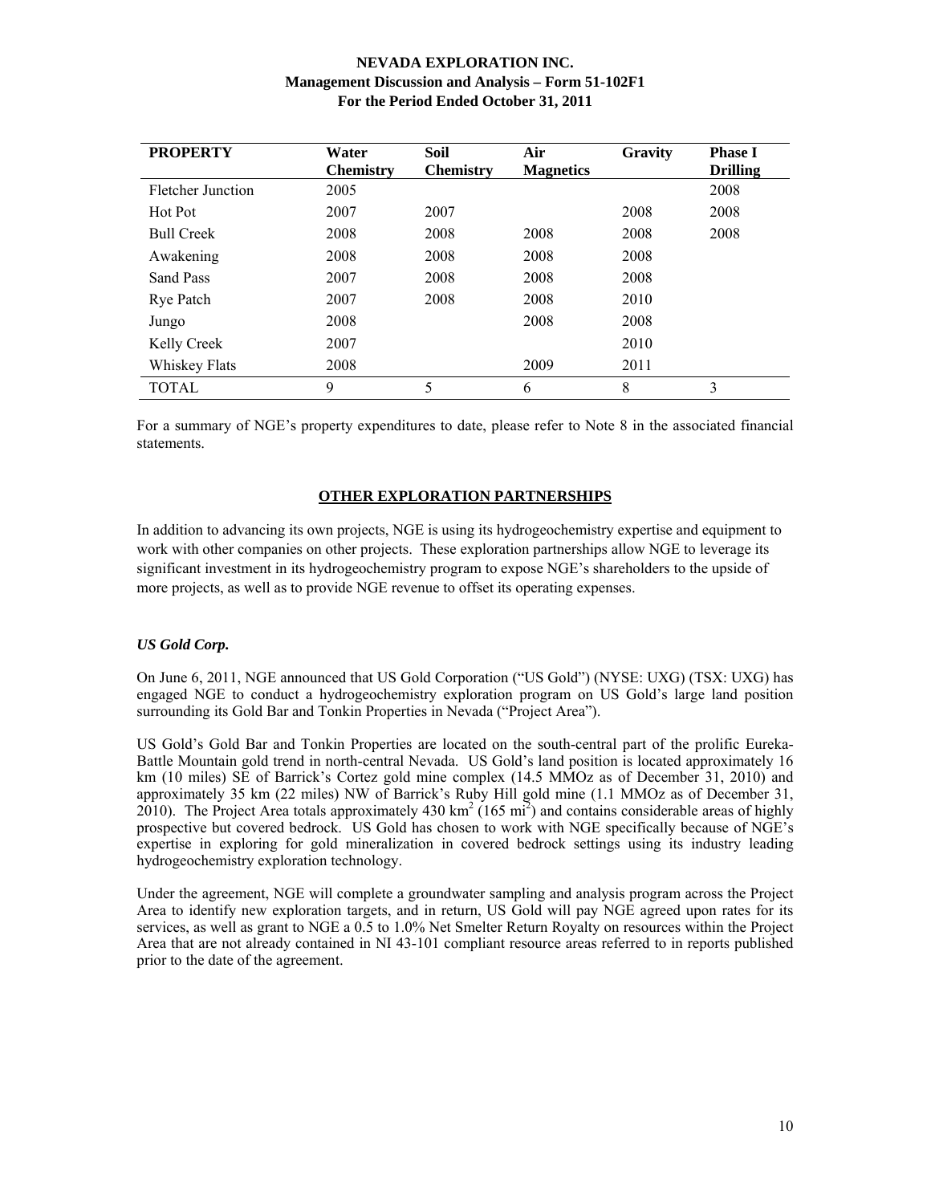| PROPERTY | Water Chemistry | Soil Chemistry | Air Magnetics | Gravity | Phase I Drilling |
|---|---|---|---|---|---|
| Fletcher Junction | 2005 | | | | 2008 |
| Hot Pot | 2007 | 2007 | | 2008 | 2008 |
| Bull Creek | 2008 | 2008 | 2008 | 2008 | 2008 |
| Awakening | 2008 | 2008 | 2008 | 2008 | |
| Sand Pass | 2007 | 2008 | 2008 | 2008 | |
| Rye Patch | 2007 | 2008 | 2008 | 2010 | |
| Jungo | 2008 | | 2008 | 2008 | |
| Kelly Creek | 2007 | | | 2010 | |
| Whiskey Flats | 2008 | | 2009 | 2011 | |
| TOTAL | 9 | 5 | 6 | 8 | 3 |

For a summary of NGE's property expenditures to date, please refer to Note 8 in the associated financial statements.

## OTHER EXPLORATION PARTNERSHIPS

In addition to advancing its own projects, NGE is using its hydrogeochemistry expertise and equipment to work with other companies on other projects. These exploration partnerships allow NGE to leverage its significant investment in its hydrogeochemistry program to expose NGE's shareholders to the upside of more projects, as well as to provide NGE revenue to offset its operating expenses.

### *US Gold Corp.*

On June 6, 2011, NGE announced that US Gold Corporation ("US Gold") (NYSE: UXG) (TSX: UXG) has engaged NGE to conduct a hydrogeochemistry exploration program on US Gold's large land position surrounding its Gold Bar and Tonkin Properties in Nevada ("Project Area").

US Gold's Gold Bar and Tonkin Properties are located on the south-central part of the prolific Eureka-Battle Mountain gold trend in north-central Nevada. US Gold's land position is located approximately 16 km (10 miles) SE of Barrick's Cortez gold mine complex (14.5 MMOz as of December 31, 2010) and approximately 35 km (22 miles) NW of Barrick's Ruby Hill gold mine (1.1 MMOz as of December 31, 2010). The Project Area totals approximately 430 $km^2$ (165 $mi^2$) and contains considerable areas of highly prospective but covered bedrock. US Gold has chosen to work with NGE specifically because of NGE's expertise in exploring for gold mineralization in covered bedrock settings using its industry leading hydrogeochemistry exploration technology.

Under the agreement, NGE will complete a groundwater sampling and analysis program across the Project Area to identify new exploration targets, and in return, US Gold will pay NGE agreed upon rates for its services, as well as grant to NGE a 0.5 to 1.0% Net Smelter Return Royalty on resources within the Project Area that are not already contained in NI 43-101 compliant resource areas referred to in reports published prior to the date of the agreement.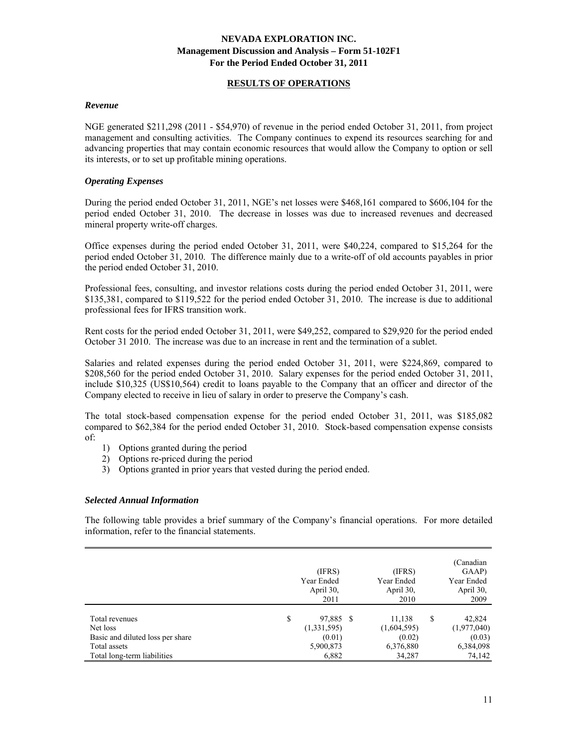## RESULTS OF OPERATIONS

### *Revenue*

NGE generated $211,298 (2011 - $54,970) of revenue in the period ended October 31, 2011, from project management and consulting activities. The Company continues to expend its resources searching for and advancing properties that may contain economic resources that would allow the Company to option or sell its interests, or to set up profitable mining operations.

### *Operating Expenses*

During the period ended October 31, 2011, NGE's net losses were $468,161 compared to $606,104 for the period ended October 31, 2010. The decrease in losses was due to increased revenues and decreased mineral property write-off charges.

Office expenses during the period ended October 31, 2011, were $40,224, compared to $15,264 for the period ended October 31, 2010. The difference mainly due to a write-off of old accounts payables in prior the period ended October 31, 2010.

Professional fees, consulting, and investor relations costs during the period ended October 31, 2011, were $135,381, compared to $119,522 for the period ended October 31, 2010. The increase is due to additional professional fees for IFRS transition work.

Rent costs for the period ended October 31, 2011, were $49,252, compared to $29,920 for the period ended October 31 2010. The increase was due to an increase in rent and the termination of a sublet.

Salaries and related expenses during the period ended October 31, 2011, were $224,869, compared to $208,560 for the period ended October 31, 2010. Salary expenses for the period ended October 31, 2011, include $10,325 (US$10,564) credit to loans payable to the Company that an officer and director of the Company elected to receive in lieu of salary in order to preserve the Company's cash.

The total stock-based compensation expense for the period ended October 31, 2011, was $185,082 compared to $62,384 for the period ended October 31, 2010. Stock-based compensation expense consists of:

1) Options granted during the period
2) Options re-priced during the period
3) Options granted in prior years that vested during the period ended.

### *Selected Annual Information*

The following table provides a brief summary of the Company's financial operations. For more detailed information, refer to the financial statements.

| | (IFRS) Year Ended April 30, 2011 | (IFRS) Year Ended April 30, 2010 | (Canadian GAAP) Year Ended April 30, 2009 |
|---|---|---|---|
| Total revenues | $ 97,885 | $ 11,138 | $ 42,824 |
| Net loss | (1,331,595) | (1,604,595) | (1,977,040) |
| Basic and diluted loss per share | (0.01) | (0.02) | (0.03) |
| Total assets | 5,900,873 | 6,376,880 | 6,384,098 |
| Total long-term liabilities | 6,882 | 34,287 | 74,142 |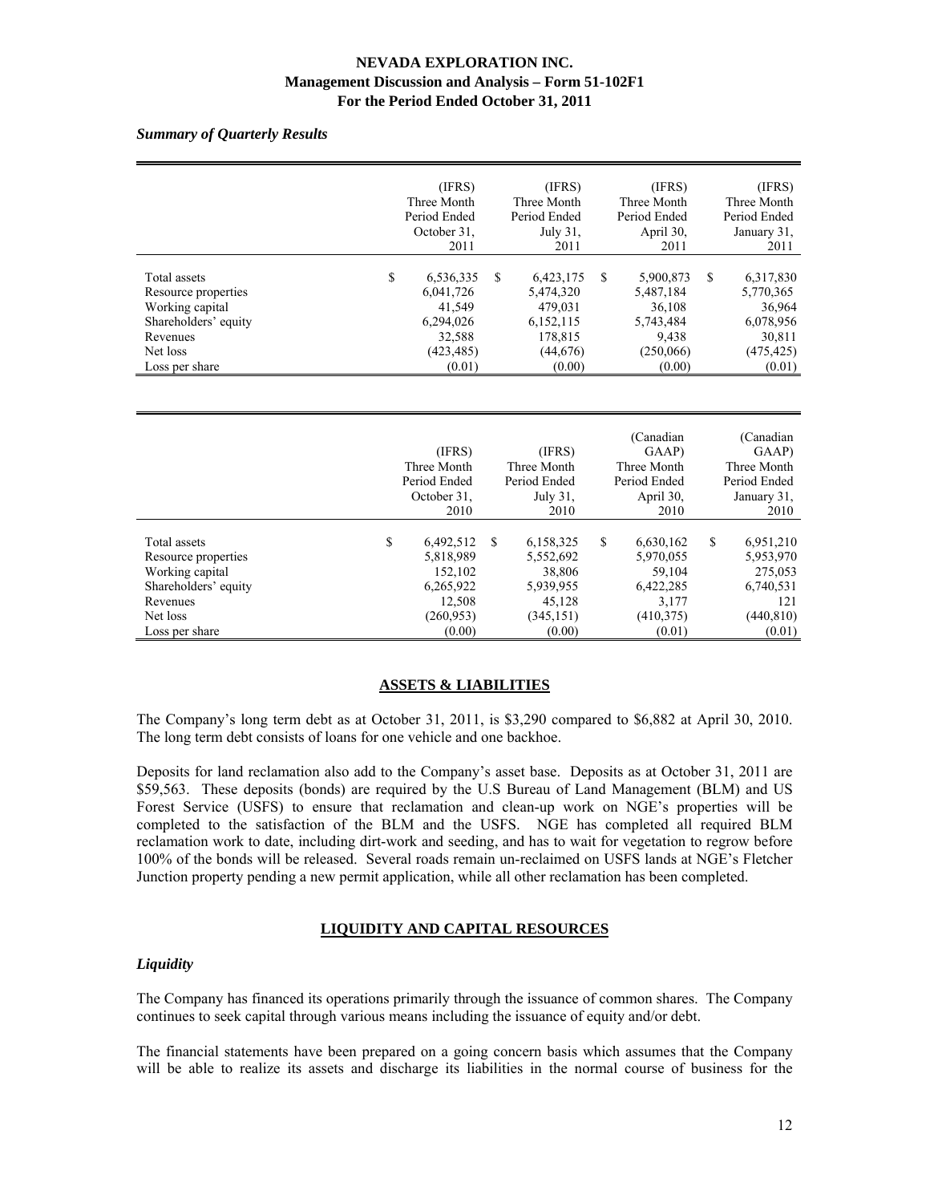*Summary of Quarterly Results*

| | (IFRS) Three Month Period Ended October 31, 2011 | (IFRS) Three Month Period Ended July 31, 2011 | (IFRS) Three Month Period Ended April 30, 2011 | (IFRS) Three Month Period Ended January 31, 2011 |
|---|---|---|---|---|
| Total assets | $ 6,536,335 | $ 6,423,175 | $ 5,900,873 | $ 6,317,830 |
| Resource properties | 6,041,726 | 5,474,320 | 5,487,184 | 5,770,365 |
| Working capital | 41,549 | 479,031 | 36,108 | 36,964 |
| Shareholders' equity | 6,294,026 | 6,152,115 | 5,743,484 | 6,078,956 |
| Revenues | 32,588 | 178,815 | 9,438 | 30,811 |
| Net loss | (423,485) | (44,676) | (250,066) | (475,425) |
| Loss per share | (0.01) | (0.00) | (0.00) | (0.01) |

| | (IFRS) Three Month Period Ended October 31, 2010 | (IFRS) Three Month Period Ended July 31, 2010 | (Canadian GAAP) Three Month Period Ended April 30, 2010 | (Canadian GAAP) Three Month Period Ended January 31, 2010 |
|---|---|---|---|---|
| Total assets | $ 6,492,512 | $ 6,158,325 | $ 6,630,162 | $ 6,951,210 |
| Resource properties | 5,818,989 | 5,552,692 | 5,970,055 | 5,953,970 |
| Working capital | 152,102 | 38,806 | 59,104 | 275,053 |
| Shareholders' equity | 6,265,922 | 5,939,955 | 6,422,285 | 6,740,531 |
| Revenues | 12,508 | 45,128 | 3,177 | 121 |
| Net loss | (260,953) | (345,151) | (410,375) | (440,810) |
| Loss per share | (0.00) | (0.00) | (0.01) | (0.01) |

## ASSETS & LIABILITIES

The Company's long term debt as at October 31, 2011, is $3,290 compared to $6,882 at April 30, 2010. The long term debt consists of loans for one vehicle and one backhoe.

Deposits for land reclamation also add to the Company's asset base. Deposits as at October 31, 2011 are $59,563. These deposits (bonds) are required by the U.S Bureau of Land Management (BLM) and US Forest Service (USFS) to ensure that reclamation and clean-up work on NGE's properties will be completed to the satisfaction of the BLM and the USFS. NGE has completed all required BLM reclamation work to date, including dirt-work and seeding, and has to wait for vegetation to regrow before 100% of the bonds will be released. Several roads remain un-reclaimed on USFS lands at NGE's Fletcher Junction property pending a new permit application, while all other reclamation has been completed.

## LIQUIDITY AND CAPITAL RESOURCES

### *Liquidity*

The Company has financed its operations primarily through the issuance of common shares. The Company continues to seek capital through various means including the issuance of equity and/or debt.

The financial statements have been prepared on a going concern basis which assumes that the Company will be able to realize its assets and discharge its liabilities in the normal course of business for the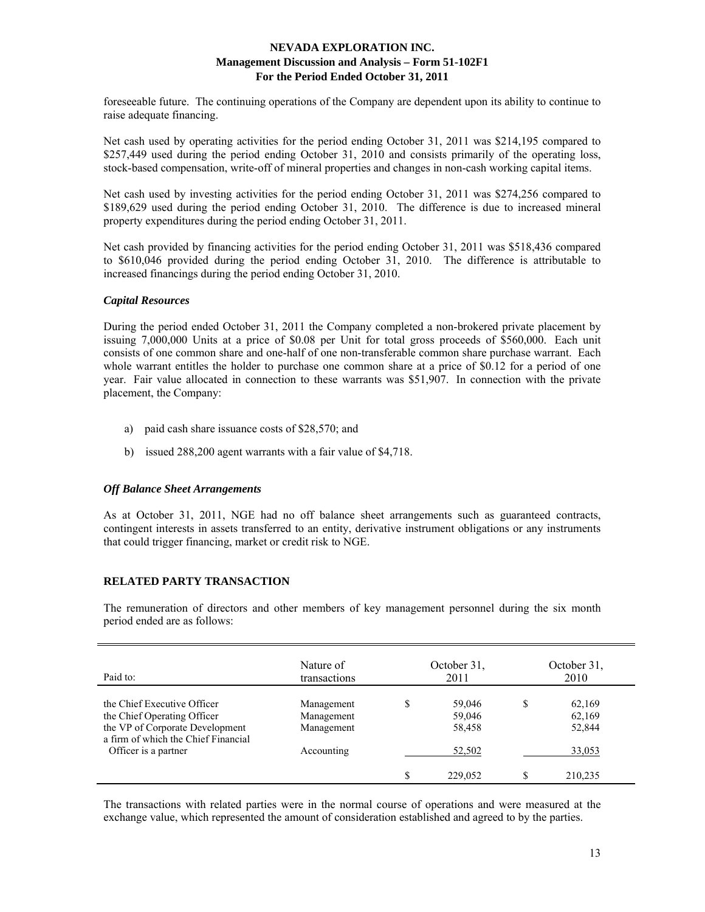foreseeable future. The continuing operations of the Company are dependent upon its ability to continue to raise adequate financing.

Net cash used by operating activities for the period ending October 31, 2011 was $214,195 compared to $257,449 used during the period ending October 31, 2010 and consists primarily of the operating loss, stock-based compensation, write-off of mineral properties and changes in non-cash working capital items.

Net cash used by investing activities for the period ending October 31, 2011 was $274,256 compared to $189,629 used during the period ending October 31, 2010. The difference is due to increased mineral property expenditures during the period ending October 31, 2011.

Net cash provided by financing activities for the period ending October 31, 2011 was $518,436 compared to $610,046 provided during the period ending October 31, 2010. The difference is attributable to increased financings during the period ending October 31, 2010.

### *Capital Resources*

During the period ended October 31, 2011 the Company completed a non-brokered private placement by issuing 7,000,000 Units at a price of $0.08 per Unit for total gross proceeds of $560,000. Each unit consists of one common share and one-half of one non-transferable common share purchase warrant. Each whole warrant entitles the holder to purchase one common share at a price of $0.12 for a period of one year. Fair value allocated in connection to these warrants was $51,907. In connection with the private placement, the Company:

a) paid cash share issuance costs of $28,570; and

b) issued 288,200 agent warrants with a fair value of $4,718.

### *Off Balance Sheet Arrangements*

As at October 31, 2011, NGE had no off balance sheet arrangements such as guaranteed contracts, contingent interests in assets transferred to an entity, derivative instrument obligations or any instruments that could trigger financing, market or credit risk to NGE.

## RELATED PARTY TRANSACTION

The remuneration of directors and other members of key management personnel during the six month period ended are as follows:

| Paid to: | Nature of transactions | October 31, 2011 | October 31, 2010 |
|---|---|---|---|
| the Chief Executive Officer | Management | $ 59,046 | $ 62,169 |
| the Chief Operating Officer | Management | 59,046 | 62,169 |
| the VP of Corporate Development | Management | 58,458 | 52,844 |
| a firm of which the Chief Financial Officer is a partner | Accounting | 52,502 | 33,053 |
| | | $ 229,052 | $ 210,235 |

The transactions with related parties were in the normal course of operations and were measured at the exchange value, which represented the amount of consideration established and agreed to by the parties.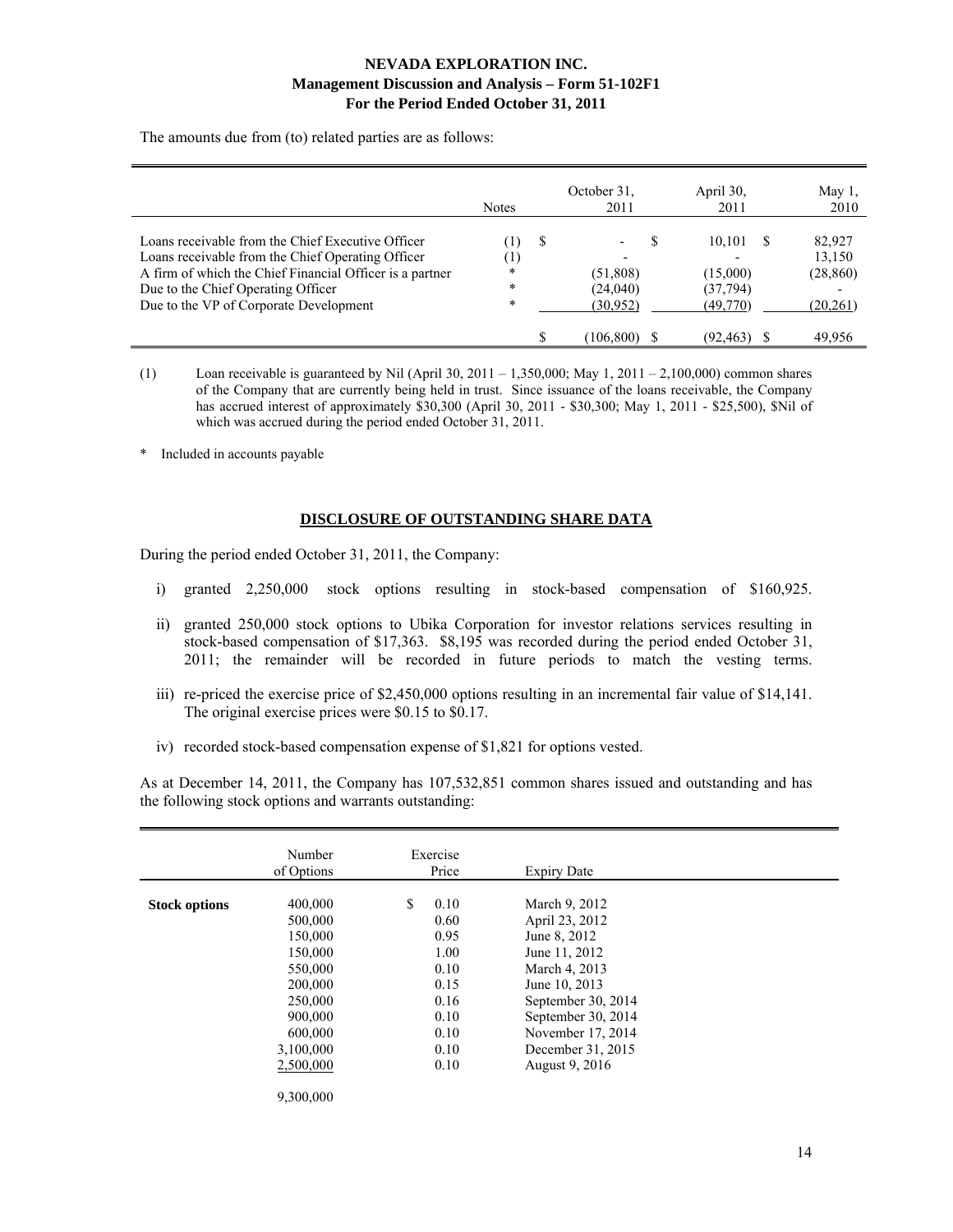The amounts due from (to) related parties are as follows:

| | Notes | October 31, 2011 | April 30, 2011 | May 1, 2010 |
|---|---|---|---|---|
| Loans receivable from the Chief Executive Officer | (1) | $ - | $ 10,101 | $ 82,927 |
| Loans receivable from the Chief Operating Officer | (1) | - | - | 13,150 |
| A firm of which the Chief Financial Officer is a partner | * | (51,808) | (15,000) | (28,860) |
| Due to the Chief Operating Officer | * | (24,040) | (37,794) | - |
| Due to the VP of Corporate Development | * | (30,952) | (49,770) | (20,261) |
| | | $ (106,800) | $ (92,463) | $ 49,956 |

(1) Loan receivable is guaranteed by Nil (April 30, 2011 – 1,350,000; May 1, 2011 – 2,100,000) common shares of the Company that are currently being held in trust. Since issuance of the loans receivable, the Company has accrued interest of approximately $30,300 (April 30, 2011 - $30,300; May 1, 2011 - $25,500), $Nil of which was accrued during the period ended October 31, 2011.

\* Included in accounts payable

## DISCLOSURE OF OUTSTANDING SHARE DATA

During the period ended October 31, 2011, the Company:

i) granted 2,250,000 stock options resulting in stock-based compensation of $160,925.

ii) granted 250,000 stock options to Ubika Corporation for investor relations services resulting in stock-based compensation of $17,363. $8,195 was recorded during the period ended October 31, 2011; the remainder will be recorded in future periods to match the vesting terms.

iii) re-priced the exercise price of $2,450,000 options resulting in an incremental fair value of $14,141. The original exercise prices were $0.15 to $0.17.

iv) recorded stock-based compensation expense of $1,821 for options vested.

As at December 14, 2011, the Company has 107,532,851 common shares issued and outstanding and has the following stock options and warrants outstanding:

| | Number of Options | Exercise Price | Expiry Date |
|---|---|---|---|
| **Stock options** | 400,000 | $ 0.10 | March 9, 2012 |
| | 500,000 | 0.60 | April 23, 2012 |
| | 150,000 | 0.95 | June 8, 2012 |
| | 150,000 | 1.00 | June 11, 2012 |
| | 550,000 | 0.10 | March 4, 2013 |
| | 200,000 | 0.15 | June 10, 2013 |
| | 250,000 | 0.16 | September 30, 2014 |
| | 900,000 | 0.10 | September 30, 2014 |
| | 600,000 | 0.10 | November 17, 2014 |
| | 3,100,000 | 0.10 | December 31, 2015 |
| | 2,500,000 | 0.10 | August 9, 2016 |
| | 9,300,000 | | |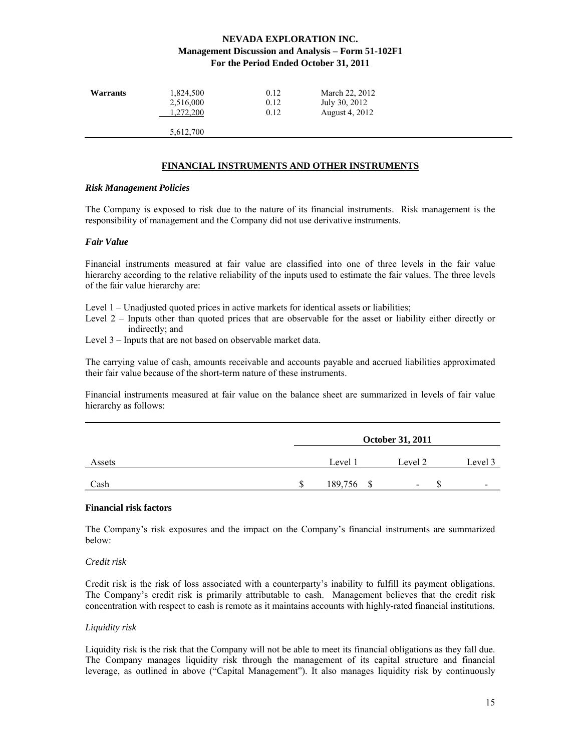| Warrants | 1,824,500 | 0.12 | March 22, 2012 |
|---|---|---|---|
| | 2,516,000 | 0.12 | July 30, 2012 |
| | 1,272,200 | 0.12 | August 4, 2012 |
| | 5,612,700 | | |

## FINANCIAL INSTRUMENTS AND OTHER INSTRUMENTS

### *Risk Management Policies*

The Company is exposed to risk due to the nature of its financial instruments. Risk management is the responsibility of management and the Company did not use derivative instruments.

### *Fair Value*

Financial instruments measured at fair value are classified into one of three levels in the fair value hierarchy according to the relative reliability of the inputs used to estimate the fair values. The three levels of the fair value hierarchy are:

Level 1 – Unadjusted quoted prices in active markets for identical assets or liabilities;
Level 2 – Inputs other than quoted prices that are observable for the asset or liability either directly or indirectly; and
Level 3 – Inputs that are not based on observable market data.

The carrying value of cash, amounts receivable and accounts payable and accrued liabilities approximated their fair value because of the short-term nature of these instruments.

Financial instruments measured at fair value on the balance sheet are summarized in levels of fair value hierarchy as follows:

| | October 31, 2011 | | |
|---|---|---|---|
| Assets | Level 1 | Level 2 | Level 3 |
| Cash | $ 189,756 | $ - | $ - |

### Financial risk factors

The Company's risk exposures and the impact on the Company's financial instruments are summarized below:

*Credit risk*

Credit risk is the risk of loss associated with a counterparty's inability to fulfill its payment obligations. The Company's credit risk is primarily attributable to cash. Management believes that the credit risk concentration with respect to cash is remote as it maintains accounts with highly-rated financial institutions.

*Liquidity risk*

Liquidity risk is the risk that the Company will not be able to meet its financial obligations as they fall due. The Company manages liquidity risk through the management of its capital structure and financial leverage, as outlined in above ("Capital Management"). It also manages liquidity risk by continuously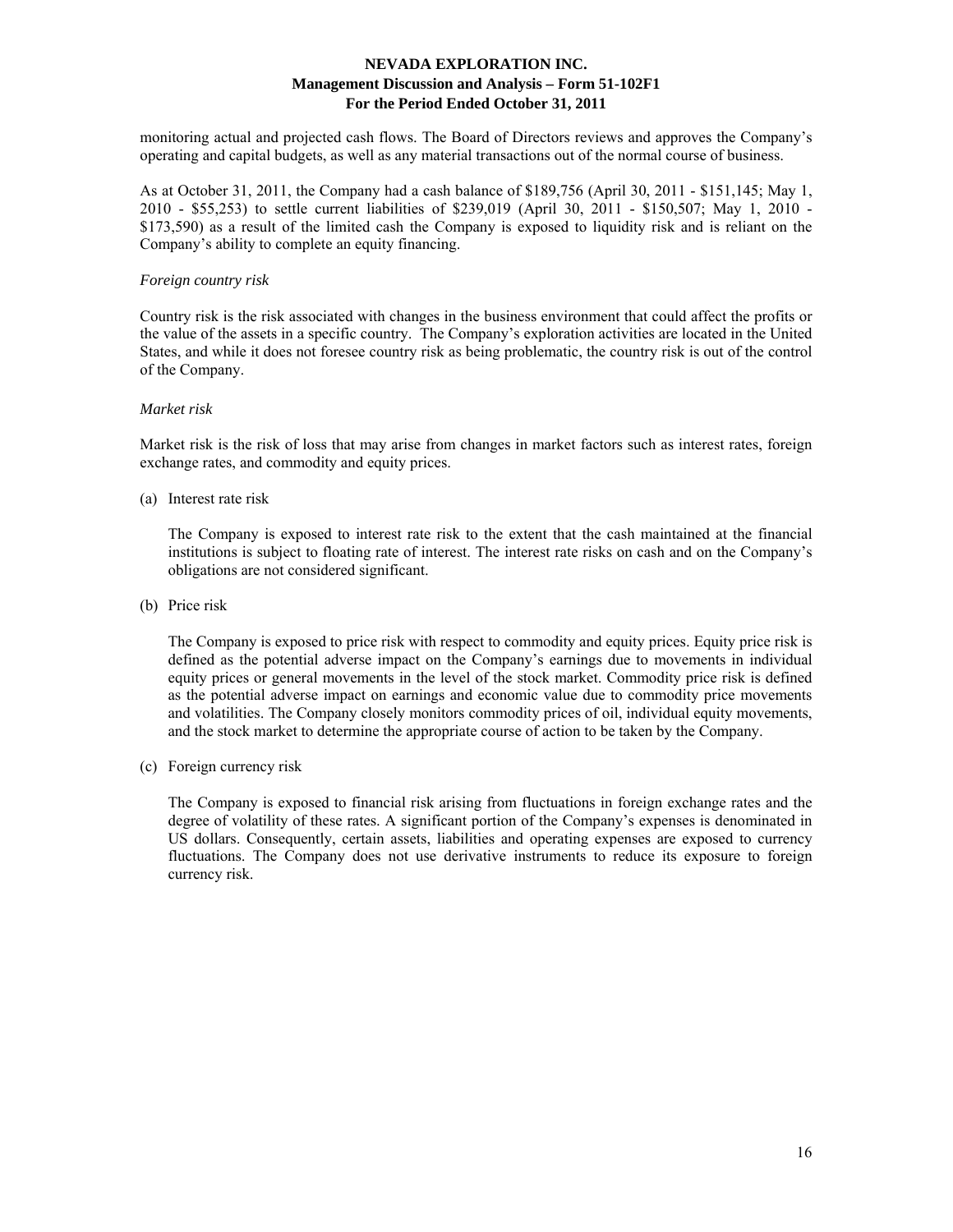monitoring actual and projected cash flows. The Board of Directors reviews and approves the Company's operating and capital budgets, as well as any material transactions out of the normal course of business.

As at October 31, 2011, the Company had a cash balance of $189,756 (April 30, 2011 - $151,145; May 1, 2010 - $55,253) to settle current liabilities of $239,019 (April 30, 2011 - $150,507; May 1, 2010 - $173,590) as a result of the limited cash the Company is exposed to liquidity risk and is reliant on the Company's ability to complete an equity financing.

*Foreign country risk*

Country risk is the risk associated with changes in the business environment that could affect the profits or the value of the assets in a specific country. The Company's exploration activities are located in the United States, and while it does not foresee country risk as being problematic, the country risk is out of the control of the Company.

*Market risk*

Market risk is the risk of loss that may arise from changes in market factors such as interest rates, foreign exchange rates, and commodity and equity prices.

(a) Interest rate risk

    The Company is exposed to interest rate risk to the extent that the cash maintained at the financial institutions is subject to floating rate of interest. The interest rate risks on cash and on the Company's obligations are not considered significant.

(b) Price risk

    The Company is exposed to price risk with respect to commodity and equity prices. Equity price risk is defined as the potential adverse impact on the Company's earnings due to movements in individual equity prices or general movements in the level of the stock market. Commodity price risk is defined as the potential adverse impact on earnings and economic value due to commodity price movements and volatilities. The Company closely monitors commodity prices of oil, individual equity movements, and the stock market to determine the appropriate course of action to be taken by the Company.

(c) Foreign currency risk

    The Company is exposed to financial risk arising from fluctuations in foreign exchange rates and the degree of volatility of these rates. A significant portion of the Company's expenses is denominated in US dollars. Consequently, certain assets, liabilities and operating expenses are exposed to currency fluctuations. The Company does not use derivative instruments to reduce its exposure to foreign currency risk.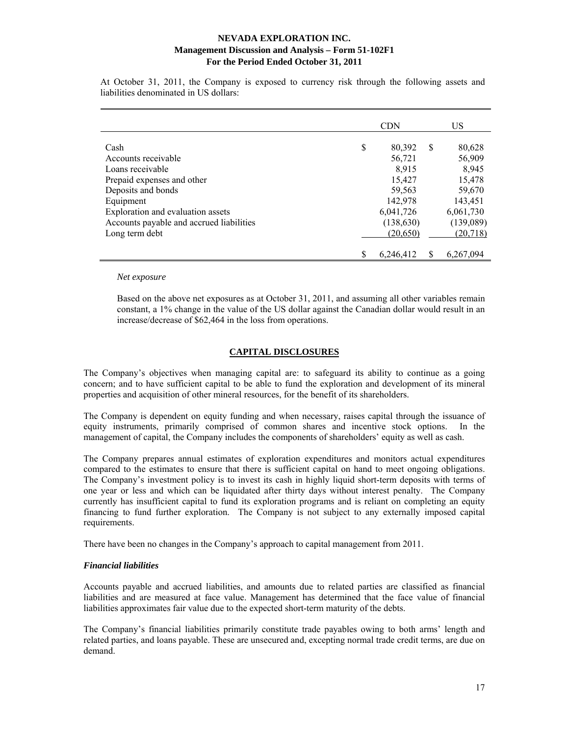At October 31, 2011, the Company is exposed to currency risk through the following assets and liabilities denominated in US dollars:

| | CDN | US |
|---|---|---|
| Cash | $ 80,392 | $ 80,628 |
| Accounts receivable | 56,721 | 56,909 |
| Loans receivable | 8,915 | 8,945 |
| Prepaid expenses and other | 15,427 | 15,478 |
| Deposits and bonds | 59,563 | 59,670 |
| Equipment | 142,978 | 143,451 |
| Exploration and evaluation assets | 6,041,726 | 6,061,730 |
| Accounts payable and accrued liabilities | (138,630) | (139,089) |
| Long term debt | (20,650) | (20,718) |
| | $ 6,246,412 | $ 6,267,094 |

*Net exposure*

Based on the above net exposures as at October 31, 2011, and assuming all other variables remain constant, a 1% change in the value of the US dollar against the Canadian dollar would result in an increase/decrease of $62,464 in the loss from operations.

## CAPITAL DISCLOSURES

The Company's objectives when managing capital are: to safeguard its ability to continue as a going concern; and to have sufficient capital to be able to fund the exploration and development of its mineral properties and acquisition of other mineral resources, for the benefit of its shareholders.

The Company is dependent on equity funding and when necessary, raises capital through the issuance of equity instruments, primarily comprised of common shares and incentive stock options. In the management of capital, the Company includes the components of shareholders' equity as well as cash.

The Company prepares annual estimates of exploration expenditures and monitors actual expenditures compared to the estimates to ensure that there is sufficient capital on hand to meet ongoing obligations. The Company's investment policy is to invest its cash in highly liquid short-term deposits with terms of one year or less and which can be liquidated after thirty days without interest penalty. The Company currently has insufficient capital to fund its exploration programs and is reliant on completing an equity financing to fund further exploration. The Company is not subject to any externally imposed capital requirements.

There have been no changes in the Company's approach to capital management from 2011.

### *Financial liabilities*

Accounts payable and accrued liabilities, and amounts due to related parties are classified as financial liabilities and are measured at face value. Management has determined that the face value of financial liabilities approximates fair value due to the expected short-term maturity of the debts.

The Company's financial liabilities primarily constitute trade payables owing to both arms' length and related parties, and loans payable. These are unsecured and, excepting normal trade credit terms, are due on demand.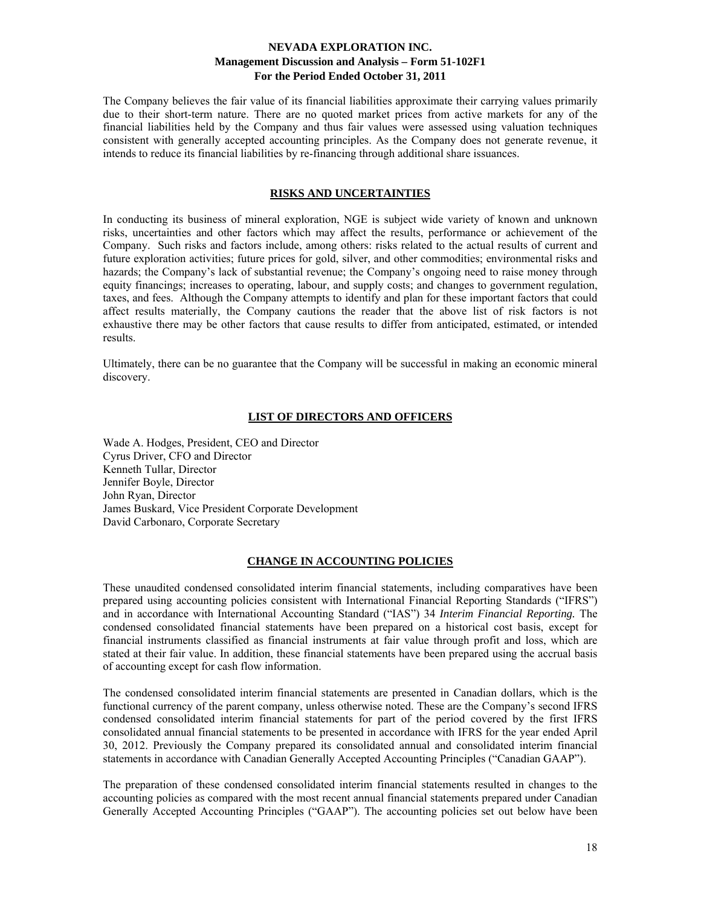The Company believes the fair value of its financial liabilities approximate their carrying values primarily due to their short-term nature. There are no quoted market prices from active markets for any of the financial liabilities held by the Company and thus fair values were assessed using valuation techniques consistent with generally accepted accounting principles. As the Company does not generate revenue, it intends to reduce its financial liabilities by re-financing through additional share issuances.

## RISKS AND UNCERTAINTIES

In conducting its business of mineral exploration, NGE is subject wide variety of known and unknown risks, uncertainties and other factors which may affect the results, performance or achievement of the Company. Such risks and factors include, among others: risks related to the actual results of current and future exploration activities; future prices for gold, silver, and other commodities; environmental risks and hazards; the Company's lack of substantial revenue; the Company's ongoing need to raise money through equity financings; increases to operating, labour, and supply costs; and changes to government regulation, taxes, and fees. Although the Company attempts to identify and plan for these important factors that could affect results materially, the Company cautions the reader that the above list of risk factors is not exhaustive there may be other factors that cause results to differ from anticipated, estimated, or intended results.

Ultimately, there can be no guarantee that the Company will be successful in making an economic mineral discovery.

## LIST OF DIRECTORS AND OFFICERS

Wade A. Hodges, President, CEO and Director
Cyrus Driver, CFO and Director
Kenneth Tullar, Director
Jennifer Boyle, Director
John Ryan, Director
James Buskard, Vice President Corporate Development
David Carbonaro, Corporate Secretary

## CHANGE IN ACCOUNTING POLICIES

These unaudited condensed consolidated interim financial statements, including comparatives have been prepared using accounting policies consistent with International Financial Reporting Standards ("IFRS") and in accordance with International Accounting Standard ("IAS") 34 *Interim Financial Reporting.* The condensed consolidated financial statements have been prepared on a historical cost basis, except for financial instruments classified as financial instruments at fair value through profit and loss, which are stated at their fair value. In addition, these financial statements have been prepared using the accrual basis of accounting except for cash flow information.

The condensed consolidated interim financial statements are presented in Canadian dollars, which is the functional currency of the parent company, unless otherwise noted. These are the Company's second IFRS condensed consolidated interim financial statements for part of the period covered by the first IFRS consolidated annual financial statements to be presented in accordance with IFRS for the year ended April 30, 2012. Previously the Company prepared its consolidated annual and consolidated interim financial statements in accordance with Canadian Generally Accepted Accounting Principles ("Canadian GAAP").

The preparation of these condensed consolidated interim financial statements resulted in changes to the accounting policies as compared with the most recent annual financial statements prepared under Canadian Generally Accepted Accounting Principles ("GAAP"). The accounting policies set out below have been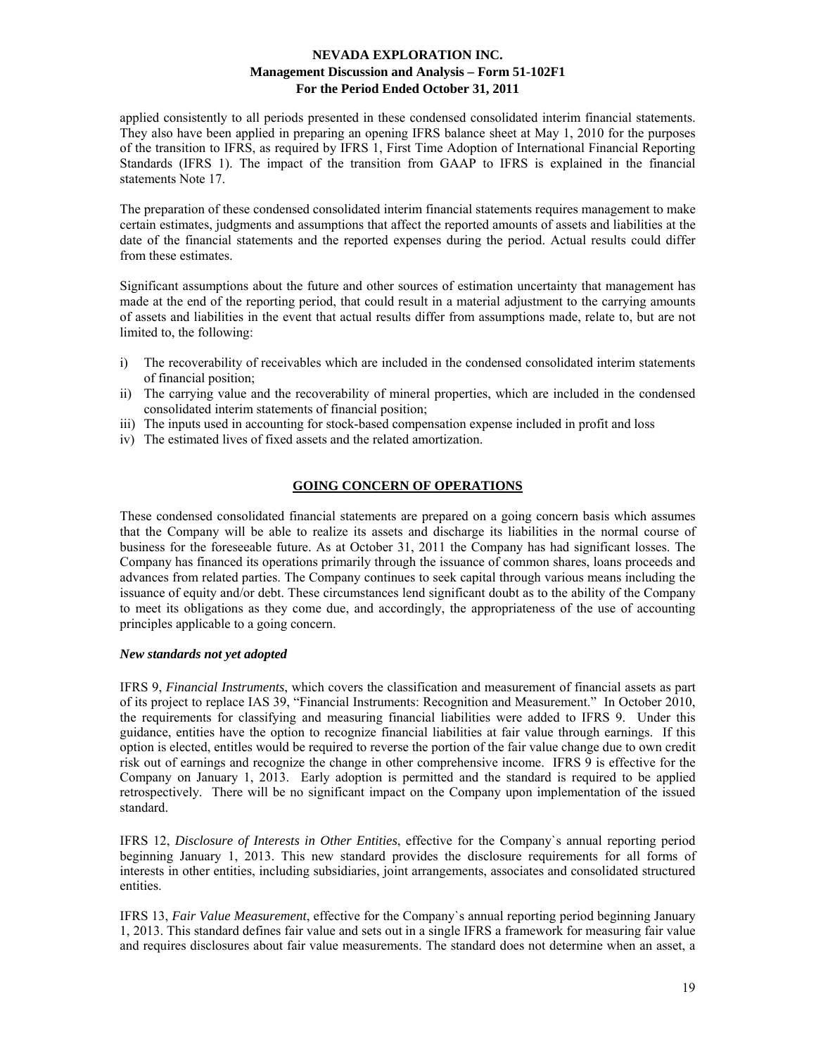applied consistently to all periods presented in these condensed consolidated interim financial statements. They also have been applied in preparing an opening IFRS balance sheet at May 1, 2010 for the purposes of the transition to IFRS, as required by IFRS 1, First Time Adoption of International Financial Reporting Standards (IFRS 1). The impact of the transition from GAAP to IFRS is explained in the financial statements Note 17.

The preparation of these condensed consolidated interim financial statements requires management to make certain estimates, judgments and assumptions that affect the reported amounts of assets and liabilities at the date of the financial statements and the reported expenses during the period. Actual results could differ from these estimates.

Significant assumptions about the future and other sources of estimation uncertainty that management has made at the end of the reporting period, that could result in a material adjustment to the carrying amounts of assets and liabilities in the event that actual results differ from assumptions made, relate to, but are not limited to, the following:

i) The recoverability of receivables which are included in the condensed consolidated interim statements of financial position;
ii) The carrying value and the recoverability of mineral properties, which are included in the condensed consolidated interim statements of financial position;
iii) The inputs used in accounting for stock-based compensation expense included in profit and loss
iv) The estimated lives of fixed assets and the related amortization.

## GOING CONCERN OF OPERATIONS

These condensed consolidated financial statements are prepared on a going concern basis which assumes that the Company will be able to realize its assets and discharge its liabilities in the normal course of business for the foreseeable future. As at October 31, 2011 the Company has had significant losses. The Company has financed its operations primarily through the issuance of common shares, loans proceeds and advances from related parties. The Company continues to seek capital through various means including the issuance of equity and/or debt. These circumstances lend significant doubt as to the ability of the Company to meet its obligations as they come due, and accordingly, the appropriateness of the use of accounting principles applicable to a going concern.

***New standards not yet adopted***

IFRS 9, *Financial Instruments*, which covers the classification and measurement of financial assets as part of its project to replace IAS 39, "Financial Instruments: Recognition and Measurement." In October 2010, the requirements for classifying and measuring financial liabilities were added to IFRS 9. Under this guidance, entities have the option to recognize financial liabilities at fair value through earnings. If this option is elected, entitles would be required to reverse the portion of the fair value change due to own credit risk out of earnings and recognize the change in other comprehensive income. IFRS 9 is effective for the Company on January 1, 2013. Early adoption is permitted and the standard is required to be applied retrospectively. There will be no significant impact on the Company upon implementation of the issued standard.

IFRS 12, *Disclosure of Interests in Other Entities*, effective for the Company`s annual reporting period beginning January 1, 2013. This new standard provides the disclosure requirements for all forms of interests in other entities, including subsidiaries, joint arrangements, associates and consolidated structured entities.

IFRS 13, *Fair Value Measurement*, effective for the Company`s annual reporting period beginning January 1, 2013. This standard defines fair value and sets out in a single IFRS a framework for measuring fair value and requires disclosures about fair value measurements. The standard does not determine when an asset, a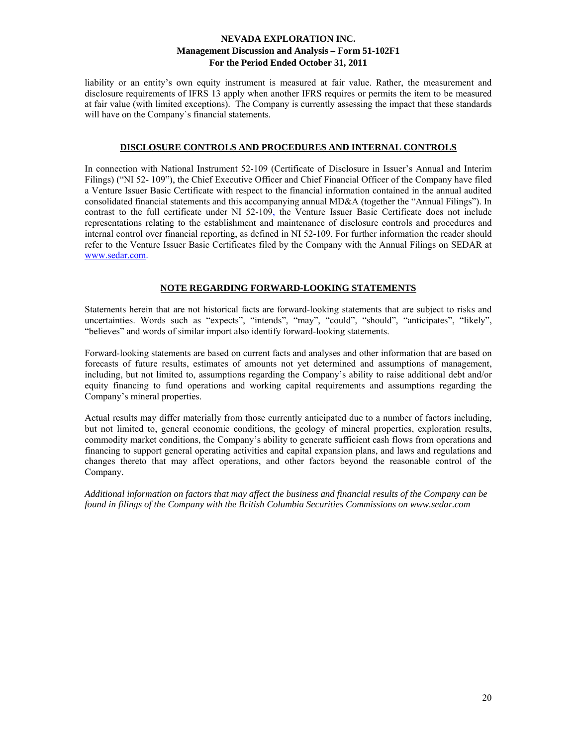liability or an entity's own equity instrument is measured at fair value. Rather, the measurement and disclosure requirements of IFRS 13 apply when another IFRS requires or permits the item to be measured at fair value (with limited exceptions). The Company is currently assessing the impact that these standards will have on the Company`s financial statements.

## DISCLOSURE CONTROLS AND PROCEDURES AND INTERNAL CONTROLS

In connection with National Instrument 52-109 (Certificate of Disclosure in Issuer's Annual and Interim Filings) ("NI 52- 109"), the Chief Executive Officer and Chief Financial Officer of the Company have filed a Venture Issuer Basic Certificate with respect to the financial information contained in the annual audited consolidated financial statements and this accompanying annual MD&A (together the "Annual Filings"). In contrast to the full certificate under NI 52-109, the Venture Issuer Basic Certificate does not include representations relating to the establishment and maintenance of disclosure controls and procedures and internal control over financial reporting, as defined in NI 52-109. For further information the reader should refer to the Venture Issuer Basic Certificates filed by the Company with the Annual Filings on SEDAR at www.sedar.com.

## NOTE REGARDING FORWARD-LOOKING STATEMENTS

Statements herein that are not historical facts are forward-looking statements that are subject to risks and uncertainties. Words such as "expects", "intends", "may", "could", "should", "anticipates", "likely", "believes" and words of similar import also identify forward-looking statements.

Forward-looking statements are based on current facts and analyses and other information that are based on forecasts of future results, estimates of amounts not yet determined and assumptions of management, including, but not limited to, assumptions regarding the Company's ability to raise additional debt and/or equity financing to fund operations and working capital requirements and assumptions regarding the Company's mineral properties.

Actual results may differ materially from those currently anticipated due to a number of factors including, but not limited to, general economic conditions, the geology of mineral properties, exploration results, commodity market conditions, the Company's ability to generate sufficient cash flows from operations and financing to support general operating activities and capital expansion plans, and laws and regulations and changes thereto that may affect operations, and other factors beyond the reasonable control of the Company.

*Additional information on factors that may affect the business and financial results of the Company can be found in filings of the Company with the British Columbia Securities Commissions on www.sedar.com*